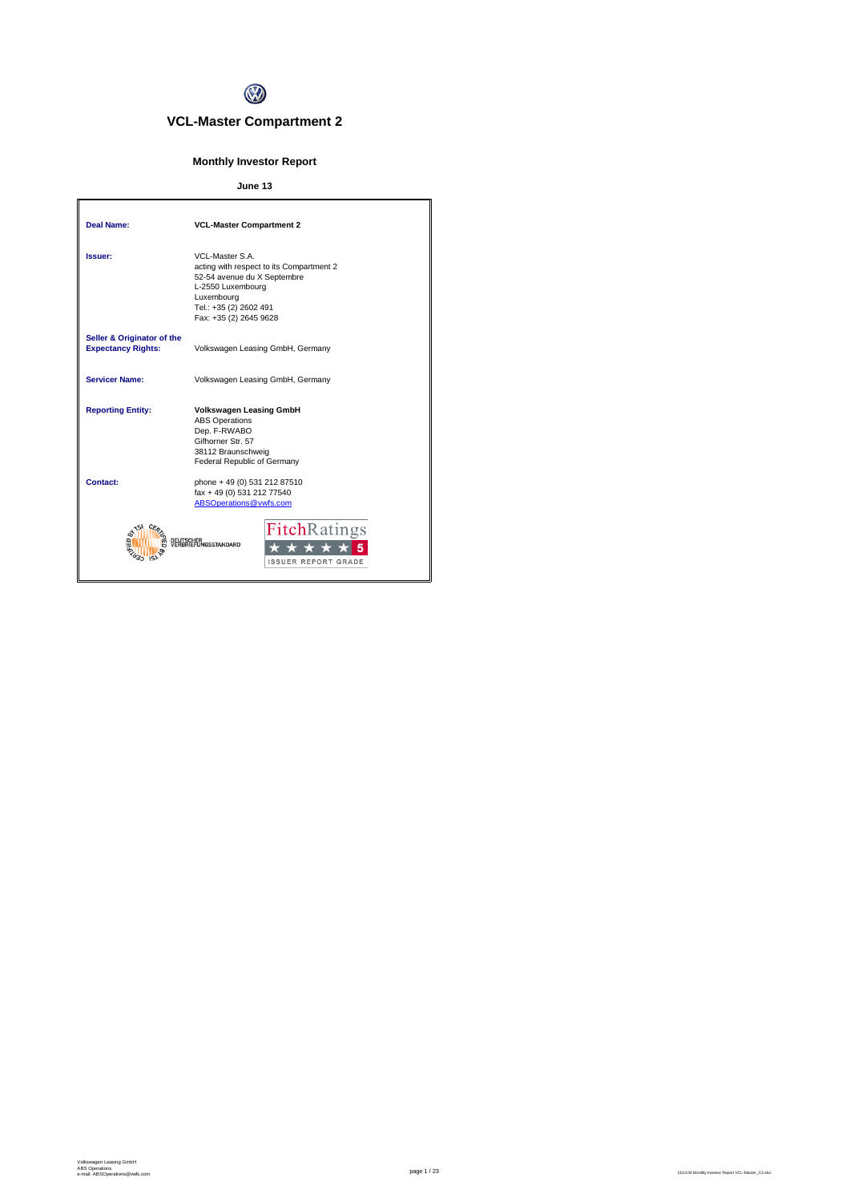# VCL-Master Compartment 2

## Monthly Investor Report

**June 13**

| | |
|---|---|
| **Deal Name:** | **VCL-Master Compartment 2** |
| **Issuer:** | VCL-Master S.A.<br>acting with respect to its Compartment 2<br>52-54 avenue du X Septembre<br>L-2550 Luxembourg<br>Luxembourg<br>Tel.: +35 (2) 2602 491<br>Fax: +35 (2) 2645 9628 |
| **Seller & Originator of the Expectancy Rights:** | Volkswagen Leasing GmbH, Germany |
| **Servicer Name:** | Volkswagen Leasing GmbH, Germany |
| **Reporting Entity:** | **Volkswagen Leasing GmbH**<br>ABS Operations<br>Dep. F-RWABO<br>Gifhorner Str. 57<br>38112 Braunschweig<br>Federal Republic of Germany |
| **Contact:** | phone + 49 (0) 531 212 87510<br>fax + 49 (0) 531 212 77540<br>ABSOperations@vwfs.com |

CERTIFIED BY TSI DEUTSCHER VERBRIEFUNGSSTANDARD

FitchRatings 5 ISSUER REPORT GRADE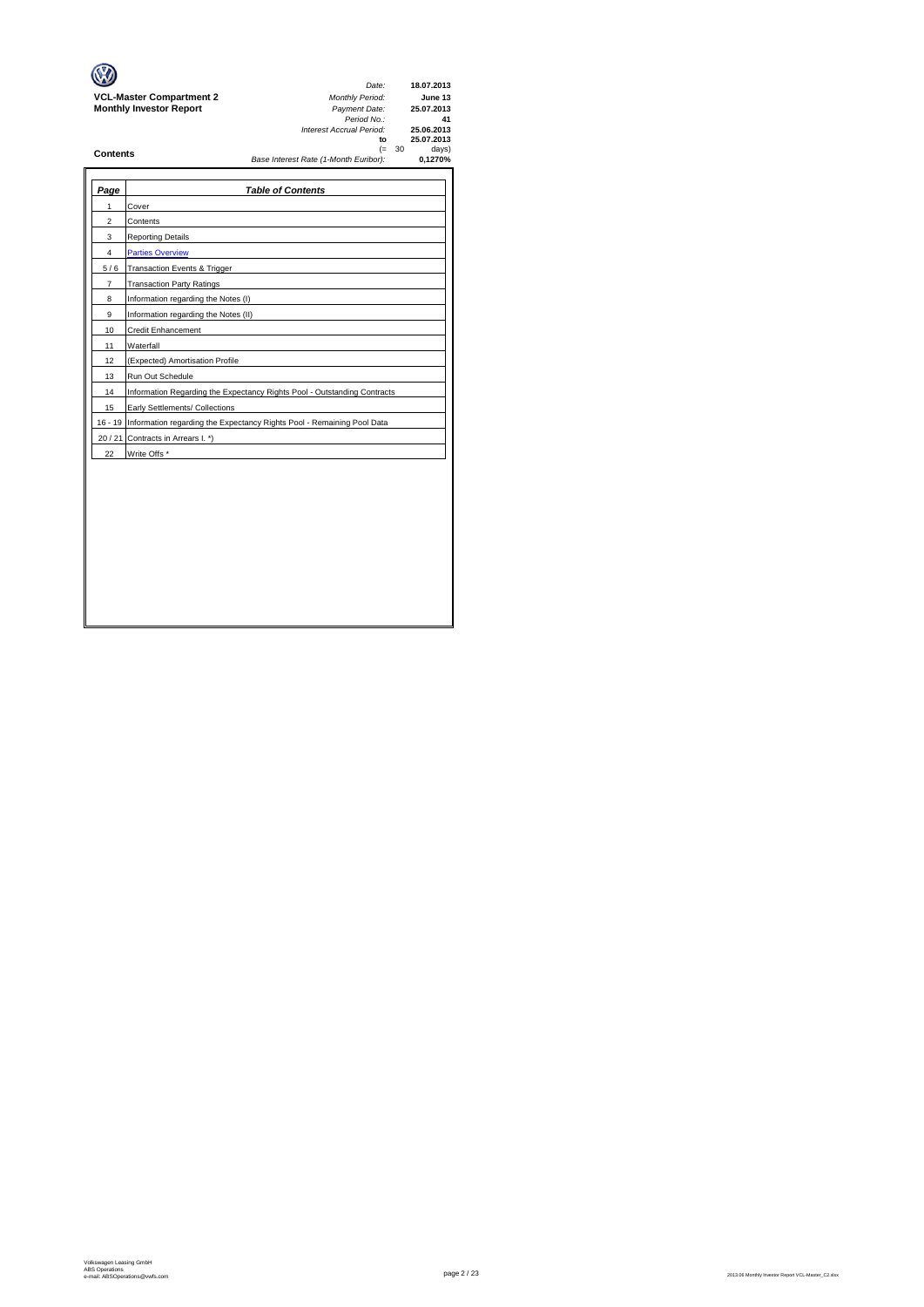**VCL-Master Compartment 2**
**Monthly Investor Report**

| | |
|---|---|
| *Date:* | **18.07.2013** |
| *Monthly Period:* | **June 13** |
| *Payment Date:* | **25.07.2013** |
| *Period No.:* | **41** |
| *Interest Accrual Period:* | **25.06.2013** |
| **to** | **25.07.2013** |
| (= 30 | days) |
| *Base Interest Rate (1-Month Euribor):* | **0,1270%** |

## Contents

| *Page* | *Table of Contents* |
|---|---|
| 1 | Cover |
| 2 | Contents |
| 3 | Reporting Details |
| 4 | Parties Overview |
| 5 / 6 | Transaction Events & Trigger |
| 7 | Transaction Party Ratings |
| 8 | Information regarding the Notes (I) |
| 9 | Information regarding the Notes (II) |
| 10 | Credit Enhancement |
| 11 | Waterfall |
| 12 | (Expected) Amortisation Profile |
| 13 | Run Out Schedule |
| 14 | Information Regarding the Expectancy Rights Pool - Outstanding Contracts |
| 15 | Early Settlements/ Collections |
| 16 - 19 | Information regarding the Expectancy Rights Pool - Remaining Pool Data |
| 20 / 21 | Contracts in Arrears I. *) |
| 22 | Write Offs * |

Volkswagen Leasing GmbH
ABS Operations
e-mail: ABSOperations@vwfs.com

2013.06 Monthly Investor Report VCL-Master_C2.xlsx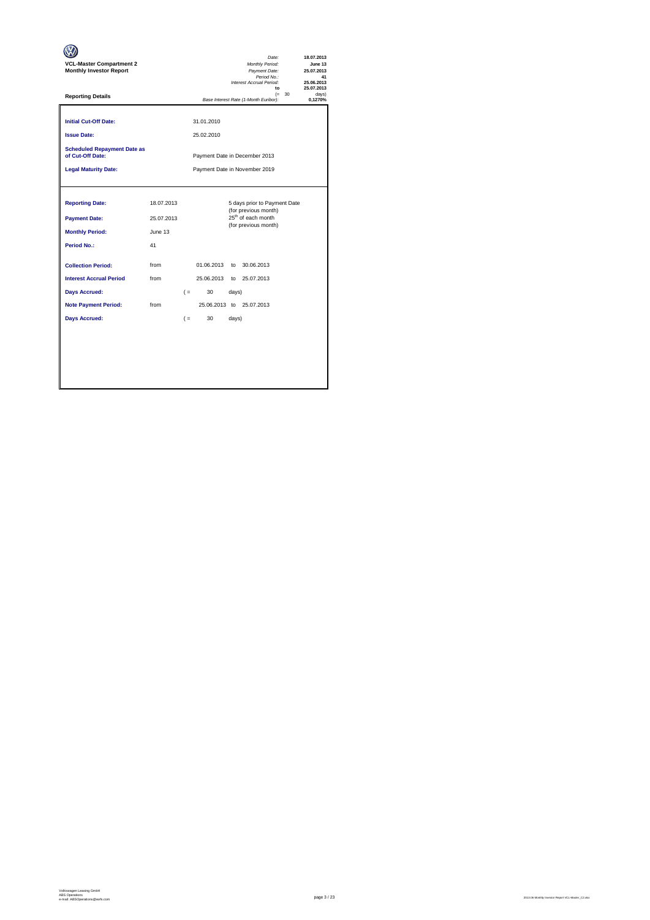**VCL-Master Compartment 2**
**Monthly Investor Report**

| | |
|---|---|
| *Date:* | **18.07.2013** |
| *Monthly Period:* | **June 13** |
| *Payment Date:* | **25.07.2013** |
| *Period No.:* | **41** |
| *Interest Accrual Period:* | **25.06.2013** |
| **to** | **25.07.2013** |
| (= 30 | days) |
| *Base Interest Rate (1-Month Euribor):* | **0,1270%** |

**Reporting Details**

| | | | |
|---|---|---|---|
| **Initial Cut-Off Date:** | | 31.01.2010 | |
| **Issue Date:** | | 25.02.2010 | |
| **Scheduled Repayment Date as of Cut-Off Date:** | | Payment Date in December 2013 | |
| **Legal Maturity Date:** | | Payment Date in November 2019 | |

| | | | |
|---|---|---|---|
| **Reporting Date:** | 18.07.2013 | | 5 days prior to Payment Date (for previous month) |
| **Payment Date:** | 25.07.2013 | | 25th of each month (for previous month) |
| **Monthly Period:** | June 13 | | |
| **Period No.:** | 41 | | |

| | | | | |
|---|---|---|---|---|
| **Collection Period:** | from | 01.06.2013 | to | 30.06.2013 |
| **Interest Accrual Period** | from | 25.06.2013 | to | 25.07.2013 |
| **Days Accrued:** | | ( = 30 | days) | |
| **Note Payment Period:** | from | 25.06.2013 | to | 25.07.2013 |
| **Days Accrued:** | | ( = 30 | days) | |

Volkswagen Leasing GmbH
ABS Operations
e-mail: ABSOperations@vwfs.com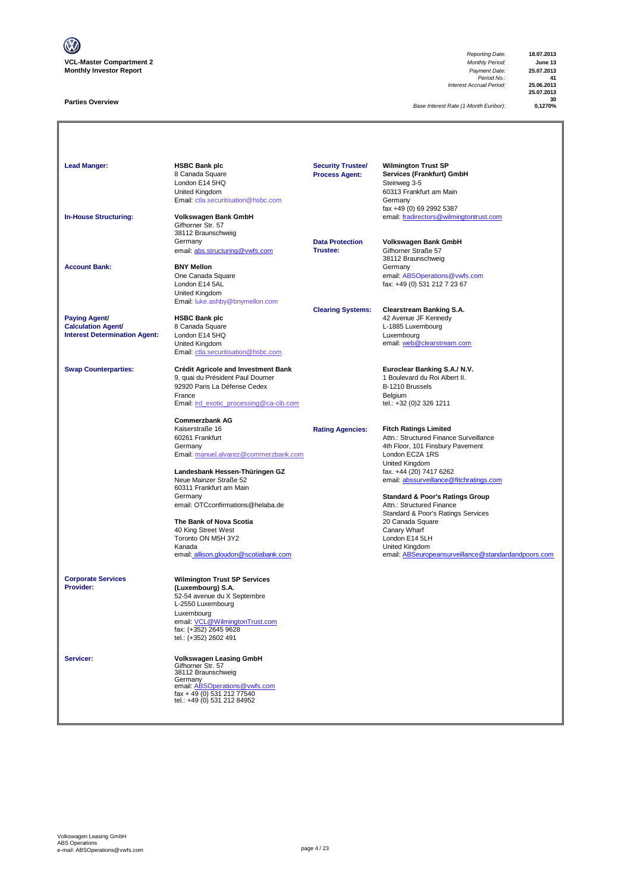**VCL-Master Compartment 2**
**Monthly Investor Report**

| | |
|---|---|
| *Reporting Date:* | **18.07.2013** |
| *Monthly Period:* | **June 13** |
| *Payment Date:* | **25.07.2013** |
| *Period No.:* | **41** |
| *Interest Accrual Period:* | **25.06.2013** |
| | **25.07.2013** |
| | **30** |
| *Base Interest Rate (1-Month Euribor):* | **0,1270%** |

## Parties Overview

**Lead Manger:**
**HSBC Bank plc**
8 Canada Square
London E14 5HQ
United Kingdom
Email: ctla.securitisation@hsbc.com

**In-House Structuring:**
**Volkswagen Bank GmbH**
Gifhorner Str. 57
38112 Braunschweig
Germany
email: abs.structuring@vwfs.com

**Account Bank:**
**BNY Mellon**
One Canada Square
London E14 5AL
United Kingdom
Email: luke.ashby@bnymellon.com

**Paying Agent/ Calculation Agent/ Interest Determination Agent:**
**HSBC Bank plc**
8 Canada Square
London E14 5HQ
United Kingdom
Email: ctla.securitisation@hsbc.com

**Swap Counterparties:**
**Crédit Agricole and Investment Bank**
9, quai du Président Paul Doumer
92920 Paris La Défense Cedex
France
Email: irdᵢexotic_processing@ca-cib.com

**Commerzbank AG**
Kaiserstraße 16
60261 Frankfurt
Germany
Email: manuel.alvarez@commerzbank.com

**Landesbank Hessen-Thüringen GZ**
Neue Mainzer Straße 52
60311 Frankfurt am Main
Germany
email: OTCconfirmations@helaba.de

**The Bank of Nova Scotia**
40 King Street West
Toronto ON M5H 3Y2
Kanada
email: allison.gloudon@scotiabank.com

**Corporate Services Provider:**
**Wilmington Trust SP Services (Luxembourg) S.A.**
52-54 avenue du X Septembre
L-2550 Luxembourg
Luxembourg
email: VCL@WilmingtonTrust.com
fax: (+352) 2645 9628
tel.: (+352) 2602 491

**Servicer:**
**Volkswagen Leasing GmbH**
Gifhorner Str. 57
38112 Braunschweig
Germany
email: ABSOperations@vwfs.com
fax + 49 (0) 531 212 77540
tel.: +49 (0) 531 212 84952

**Security Trustee/ Process Agent:**
**Wilmington Trust SP Services (Frankfurt) GmbH**
Steinweg 3-5
60313 Frankfurt am Main
Germany
fax +49 (0) 69 2992 5387
email: fradirectors@wilmingtontrust.com

**Data Protection Trustee:**
**Volkswagen Bank GmbH**
Gifhorner Straße 57
38112 Braunschweig
Germany
email: ABSOperations@vwfs.com
fax: +49 (0) 531 212 7 23 67

**Clearing Systems:**
**Clearstream Banking S.A.**
42 Avenue JF Kennedy
L-1885 Luxembourg
Luxembourg
email: web@clearstream.com

**Euroclear Banking S.A./ N.V.**
1 Boulevard du Roi Albert II.
B-1210 Brussels
Belgium
tel.: +32 (0)2 326 1211

**Rating Agencies:**
**Fitch Ratings Limited**
Attn.: Structured Finance Surveillance
4th Floor, 101 Finsbury Pavement
London EC2A 1RS
United Kingdom
fax. +44 (20) 7417 6262
email: abssurveillance@fitchratings.com

**Standard & Poor's Ratings Group**
Attn.: Structured Finance
Standard & Poor's Ratings Services
20 Canada Square
Canary Wharf
London E14 5LH
United Kingdom
email: ABSeuropeansurveillance@standardandpoors.com

Volkswagen Leasing GmbH
ABS Operations
e-mail: ABSOperations@vwfs.com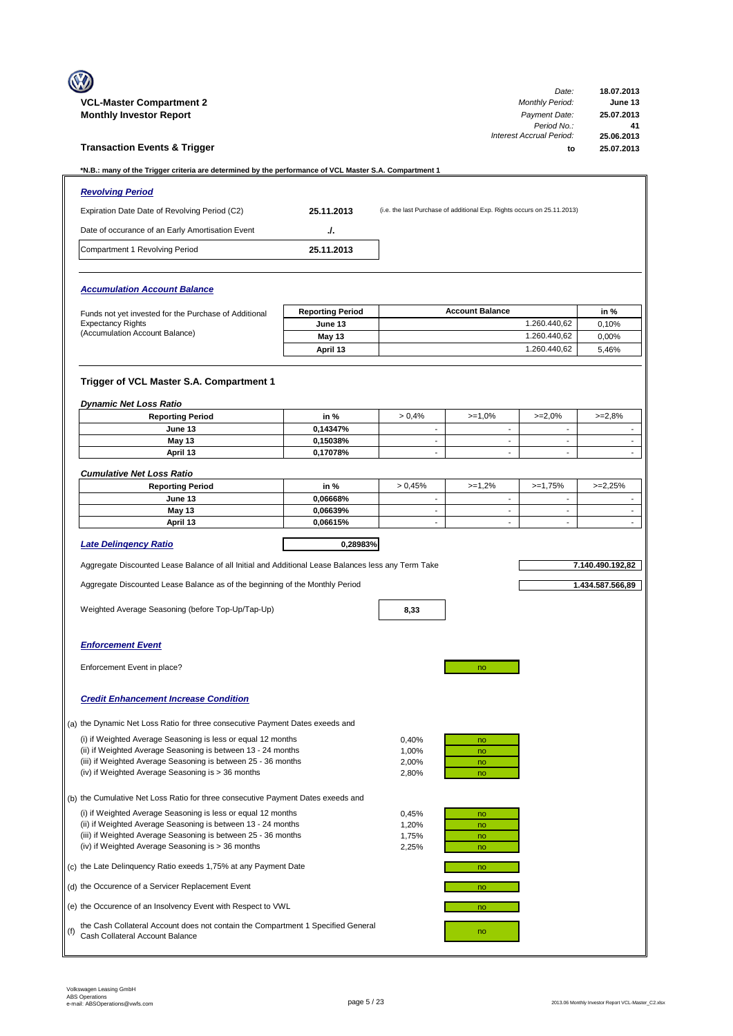**VCL-Master Compartment 2**
**Monthly Investor Report**

| | |
|---|---|
| *Date:* | **18.07.2013** |
| *Monthly Period:* | **June 13** |
| *Payment Date:* | **25.07.2013** |
| *Period No.:* | **41** |
| *Interest Accrual Period:* | **25.06.2013** |
| **to** | **25.07.2013** |

## Transaction Events & Trigger

**\*N.B.: many of the Trigger criteria are determined by the performance of VCL Master S.A. Compartment 1**

### *Revolving Period*

| | | |
|---|---|---|
| Expiration Date Date of Revolving Period (C2) | **25.11.2013** | (i.e. the last Purchase of additional Exp. Rights occurs on 25.11.2013) |
| Date of occurance of an Early Amortisation Event | **./.** | |
| Compartment 1 Revolving Period | **25.11.2013** | |

### *Accumulation Account Balance*

Funds not yet invested for the Purchase of Additional Expectancy Rights (Accumulation Account Balance)

| Reporting Period | Account Balance | in % |
|---|---|---|
| June 13 | 1.260.440,62 | 0,10% |
| May 13 | 1.260.440,62 | 0,00% |
| April 13 | 1.260.440,62 | 5,46% |

### Trigger of VCL Master S.A. Compartment 1

*Dynamic Net Loss Ratio*

| Reporting Period | in % | > 0,4% | >=1,0% | >=2,0% | >=2,8% |
|---|---|---|---|---|---|
| June 13 | 0,14347% | - | - | - | - |
| May 13 | 0,15038% | - | - | - | - |
| April 13 | 0,17078% | - | - | - | - |

*Cumulative Net Loss Ratio*

| Reporting Period | in % | > 0,45% | >=1,2% | >=1,75% | >=2,25% |
|---|---|---|---|---|---|
| June 13 | 0,06668% | - | - | - | - |
| May 13 | 0,06639% | - | - | - | - |
| April 13 | 0,06615% | - | - | - | - |

*Late Delinqency Ratio* **0,28983%**

Aggregate Discounted Lease Balance of all Initial and Additional Lease Balances less any Term Take **7.140.490.192,82**

Aggregate Discounted Lease Balance as of the beginning of the Monthly Period **1.434.587.566,89**

Weighted Average Seasoning (before Top-Up/Tap-Up) **8,33**

### *Enforcement Event*

Enforcement Event in place? no

### *Credit Enhancement Increase Condition*

(a) the Dynamic Net Loss Ratio for three consecutive Payment Dates exeeds and

| | | |
|---|---|---|
| (i) if Weighted Average Seasoning is less or equal 12 months | 0,40% | no |
| (ii) if Weighted Average Seasoning is between 13 - 24 months | 1,00% | no |
| (iii) if Weighted Average Seasoning is between 25 - 36 months | 2,00% | no |
| (iv) if Weighted Average Seasoning is > 36 months | 2,80% | no |

(b) the Cumulative Net Loss Ratio for three consecutive Payment Dates exeeds and

| | | |
|---|---|---|
| (i) if Weighted Average Seasoning is less or equal 12 months | 0,45% | no |
| (ii) if Weighted Average Seasoning is between 13 - 24 months | 1,20% | no |
| (iii) if Weighted Average Seasoning is between 25 - 36 months | 1,75% | no |
| (iv) if Weighted Average Seasoning is > 36 months | 2,25% | no |

(c) the Late Delinquency Ratio exeeds 1,75% at any Payment Date — no

(d) the Occurence of a Servicer Replacement Event — no

(e) the Occurence of an Insolvency Event with Respect to VWL — no

(f) the Cash Collateral Account does not contain the Compartment 1 Specified General Cash Collateral Account Balance — no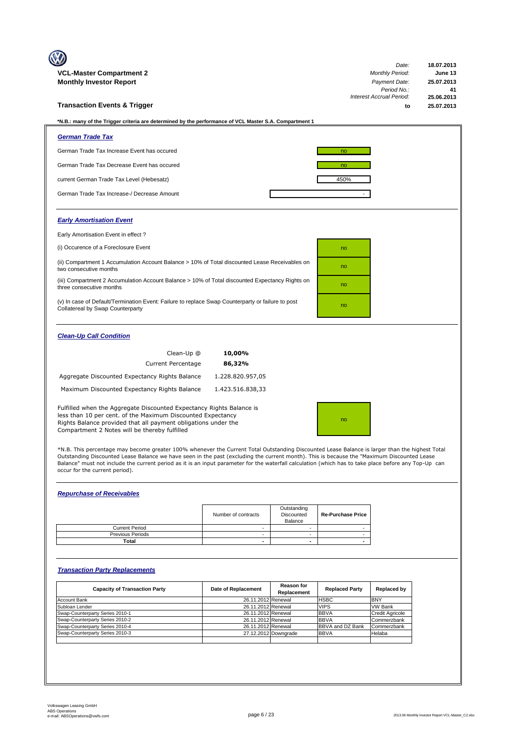**VCL-Master Compartment 2**
**Monthly Investor Report**

| | |
|---|---|
| *Date:* | **18.07.2013** |
| *Monthly Period:* | **June 13** |
| *Payment Date:* | **25.07.2013** |
| *Period No.:* | **41** |
| *Interest Accrual Period:* | **25.06.2013** |
| **to** | **25.07.2013** |

## Transaction Events & Trigger

**\*N.B.: many of the Trigger criteria are determined by the performance of VCL Master S.A. Compartment 1**

### *German Trade Tax*

| | |
|---|---|
| German Trade Tax Increase Event has occured | no |
| German Trade Tax Decrease Event has occured | no |
| current German Trade Tax Level (Hebesatz) | 450% |
| German Trade Tax Increase-/ Decrease Amount | - |

### *Early Amortisation Event*

Early Amortisation Event in effect ?

| | |
|---|---|
| (i) Occurence of a Foreclosure Event | no |
| (ii) Compartment 1 Accumulation Account Balance > 10% of Total discounted Lease Receivables on two consecutive months | no |
| (iii) Compartment 2 Accumulation Account Balance > 10% of Total discounted Expectancy Rights on three consecutive months | no |
| (v) In case of Default/Termination Event: Failure to replace Swap Counterparty or failure to post Collatereal by Swap Counterparty | no |

### *Clean-Up Call Condition*

| | |
|---|---|
| Clean-Up @ | **10,00%** |
| Current Percentage | **86,32%** |
| Aggregate Discounted Expectancy Rights Balance | 1.228.820.957,05 |
| Maximum Discounted Expectancy Rights Balance | 1.423.516.838,33 |

| | |
|---|---|
| Fulfilled when the Aggregate Discounted Expectancy Rights Balance is less than 10 per cent. of the Maximum Discounted Expectancy Rights Balance provided that all payment obligations under the Compartment 2 Notes will be thereby fulfilled | no |

\*N.B. This percentage may become greater 100% whenever the Current Total Outstanding Discounted Lease Balance is larger than the highest Total Outstanding Discounted Lease Balance we have seen in the past (excluding the current month). This is because the "Maximum Discounted Lease Balance" must not include the current period as it is an input parameter for the waterfall calculation (which has to take place before any Top-Up can occur for the current period).

### *Repurchase of Receivables*

| | Number of contracts | Outstanding Discounted Balance | Re-Purchase Price |
|---|---|---|---|
| Current Period | - | - | - |
| Previous Periods | - | - | - |
| **Total** | **-** | **-** | **-** |

### *Transaction Party Replacements*

| Capacity of Transaction Party | Date of Replacement | Reason for Replacement | Replaced Party | Replaced by |
|---|---|---|---|---|
| Account Bank | 26.11.2012 | Renewal | HSBC | BNY |
| Subloan Lender | 26.11.2012 | Renewal | VIPS | VW Bank |
| Swap-Counterparty Series 2010-1 | 26.11.2012 | Renewal | BBVA | Credit Agricole |
| Swap-Counterparty Series 2010-2 | 26.11.2012 | Renewal | BBVA | Commerzbank |
| Swap-Counterparty Series 2010-4 | 26.11.2012 | Renewal | BBVA and DZ Bank | Commerzbank |
| Swap-Counterparty Series 2010-3 | 27.12.2012 | Downgrade | BBVA | Helaba |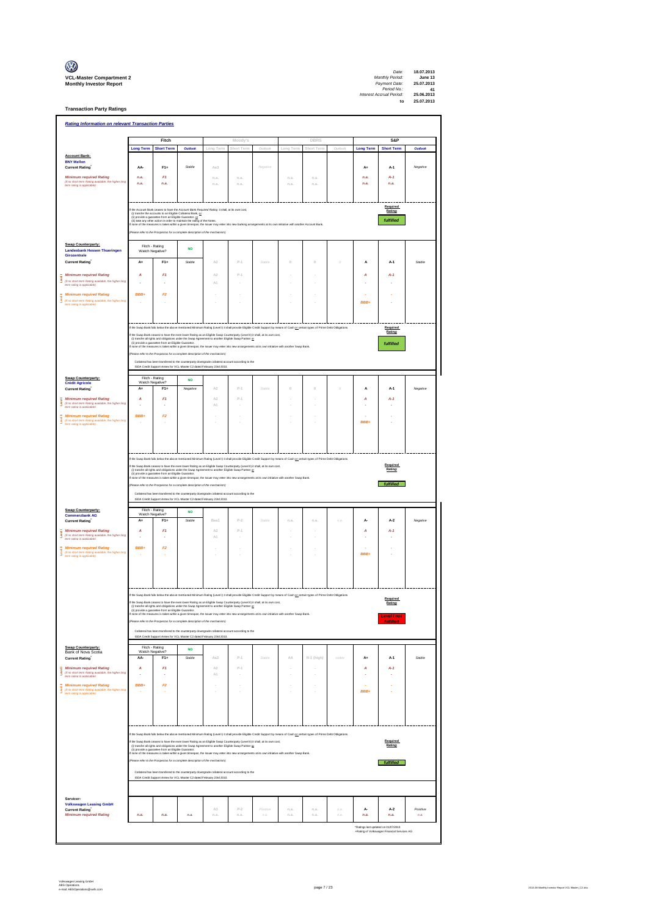**VCL-Master Compartment 2**
**Monthly Investor Report**

| | |
|---|---|
| *Date:* | **18.07.2013** |
| *Monthly Period:* | **June 13** |
| *Payment Date:* | **25.07.2013** |
| *Period No.:* | **41** |
| *Interest Accrual Period:* | **25.06.2013** |
| **to** | **25.07.2013** |

## Transaction Party Ratings

### *Rating Information on relevant Transaction Parties*

| | Fitch | | | Moody's | | | DBRS | | | S&P | | |
|---|---|---|---|---|---|---|---|---|---|---|---|---|
| | Long Term | Short Term | Outlook | Long Term | Short Term | Outlook | Long Term | Short Term | Outlook | Long Term | Short Term | Outlook |
| **Account Bank:** **BNY Mellon** | | | | | | | | | | | | |
| **Current Rating*** | AA- | F1+ | Stable | Aa3 | | Negative | | | | A+ | A-1 | Negative |
| *Minimum required Rating* (if no short term Rating available, the higher long term rating is applicable) | n.a. | F1 | | n.a. | n.a. | | n.a. | n.a. | | n.a. | A-1 | |
| | n.a. | n.a. | | n.a. | n.a. | | n.a. | n.a. | | n.a. | n.a. | |

If the Account Bank ceases to have the Account Bank Required Rating it shall, at its own cost,
(i) transfer the accounts to an Eligible Collateral Bank, or
(ii) provide a guarantee from an Eligible Guarantor, or
(iii) take any other action in order to maintain the rating of the Notes.
If none of the measures is taken within a given timespan, the Issuer may enter into new banking arrangements at its own initiative with another Account Bank.

(Please refer to the Prospectus for a complete description of the mechanism)

**Required Rating:** fulfilled

| | Fitch | | | Moody's | | | DBRS | | | S&P | | |
|---|---|---|---|---|---|---|---|---|---|---|---|---|
| **Swap Counterparty:** **Landesbank Hessen Thueringen Girozentrale** | Fitch - Rating Watch Negative? | | NO | | | | | | | | | |
| **Current Rating*** | A+ | F1+ | Stable | A2 | P-1 | Stable | 0 | 0 | 0 | A | A-1 | Stable |
| Level I: *Minimum required Rating* (if no short term Rating available, the higher long term rating is applicable) | A | F1 | | A2 | P-1 | | - | - | | A | A-1 | |
| | - | - | | A1 | - | | - | - | | - | - | |
| Level II: *Minimum required Rating* (if no short term Rating available, the higher long term rating is applicable) | BBB+ | F2 | | - | - | | - | - | | - | - | |
| | - | - | | - | - | | - | - | | BBB+ | - | |

If the Swap Bank falls below the above mentioned Minimum Rating (Level I) it shall provide Eligible Credit Support by means of Cash or certain types of Prime Debt Obligations
If the Swap Bank ceases to have the even lower Rating as an Eligible Swap Counterparty (Level II) it shall, at its own cost,
(i) transfer all rights and obligations under the Swap Agreement to another Eligible Swap Partner or
(ii) provide a guarantee from an Eligible Guarantor.
If none of the measures is taken within a given timespan, the Issuer may enter into new arrangements at its own initiative with another Swap Bank.

(Please refer to the Prospectus for a complete description of the mechanism)

Collateral has been transfered to the counterparty downgrade collateral account according to the ISDA Credit Support Annex for VCL Master C2 dated February 23rd 2010.

**Required Rating:** fulfilled

| | Fitch | | | Moody's | | | DBRS | | | S&P | | |
|---|---|---|---|---|---|---|---|---|---|---|---|---|
| **Swap Counterparty:** **Crédit Agricole** | Fitch - Rating Watch Negative? | | NO | | | | | | | | | |
| **Current Rating*** | A+ | F1+ | Negative | A2 | P-1 | Stable | 0 | 0 | 0 | A | A-1 | Negative |
| Level I: *Minimum required Rating* (if no short term Rating available, the higher long term rating is applicable) | A | F1 | | A2 | P-1 | | - | - | | A | A-1 | |
| | - | - | | A1 | - | | - | - | | - | - | |
| Level II: *Minimum required Rating* (if no short term Rating available, the higher long term rating is applicable) | BBB+ | F2 | | - | - | | - | - | | - | - | |
| | - | - | | - | - | | - | - | | BBB+ | - | |

If the Swap Bank falls below the above mentioned Minimum Rating (Level I) it shall provide Eligible Credit Support by means of Cash or certain types of Prime Debt Obligations
If the Swap Bank ceases to have the even lower Rating as an Eligible Swap Counterparty (Level II) it shall, at its own cost,
(i) transfer all rights and obligations under the Swap Agreement to another Eligible Swap Partner or
(ii) provide a guarantee from an Eligible Guarantor.
If none of the measures is taken within a given timespan, the Issuer may enter into new arrangements at its own initiative with another Swap Bank.

(Please refer to the Prospectus for a complete description of the mechanism)

Collateral has been transfered to the counterparty downgrade collateral account according to the ISDA Credit Support Annex for VCL Master C2 dated February 23rd 2010.

**Required Rating:** fulfilled

| | Fitch | | | Moody's | | | DBRS | | | S&P | | |
|---|---|---|---|---|---|---|---|---|---|---|---|---|
| **Swap Counterparty:** **Commerzbank AG** | Fitch - Rating Watch Negative? | | NO | | | | | | | | | |
| **Current Rating*** | A+ | F1+ | Stable | Baa1 | P-2 | Stable | n.a. | n.a. | n.a. | A- | A-2 | Negative |
| Level I: *Minimum required Rating* (if no short term Rating available, the higher long term rating is applicable) | A | F1 | | A2 | P-1 | | - | - | | A | A-1 | |
| | - | - | | A1 | - | | - | - | | - | - | |
| Level II: *Minimum required Rating* (if no short term Rating available, the higher long term rating is applicable) | BBB+ | F2 | | - | - | | - | - | | - | - | |
| | - | - | | - | - | | - | - | | BBB+ | - | |

If the Swap Bank falls below the above mentioned Minimum Rating (Level I) it shall provide Eligible Credit Support by means of Cash or certain types of Prime Debt Obligations
If the Swap Bank ceases to have the even lower Rating as an Eligible Swap Counterparty (Level II) it shall, at its own cost,
(i) transfer all rights and obligations under the Swap Agreement to another Eligible Swap Partner or
(ii) provide a guarantee from an Eligible Guarantor.
If none of the measures is taken within a given timespan, the Issuer may enter into new arrangements at its own initiative with another Swap Bank.

(Please refer to the Prospectus for a complete description of the mechanism)

Collateral has been transfered to the counterparty downgrade collateral account according to the ISDA Credit Support Annex for VCL Master C2 dated February 23rd 2010.

**Required Rating:** Level I not fulfilled

| | Fitch | | | Moody's | | | DBRS | | | S&P | | |
|---|---|---|---|---|---|---|---|---|---|---|---|---|
| **Swap Counterparty:** Bank of Nova Scotia | Fitch - Rating Watch Negative? | | NO | | | | | | | | | |
| **Current Rating*** | AA- | F1+ | Stable | Aa2 | P-1 | Stable | AA | R-1 (high) | stable | A+ | A-1 | Stable |
| Level I: *Minimum required Rating* (if no short term Rating available, the higher long term rating is applicable) | A | F1 | | A2 | P-1 | | - | - | | A | A-1 | |
| | - | - | | A1 | - | | - | - | | - | - | |
| Level II: *Minimum required Rating* (if no short term Rating available, the higher long term rating is applicable) | BBB+ | F2 | | - | - | | - | - | | - | - | |
| | - | - | | - | - | | - | - | | BBB+ | - | |

If the Swap Bank falls below the above mentioned Minimum Rating (Level I) it shall provide Eligible Credit Support by means of Cash or certain types of Prime Debt Obligations
If the Swap Bank ceases to have the even lower Rating as an Eligible Swap Counterparty (Level II) it shall, at its own cost,
(i) transfer all rights and obligations under the Swap Agreement to another Eligible Swap Partner or
(ii) provide a guarantee from an Eligible Guarantor.
If none of the measures is taken within a given timespan, the Issuer may enter into new arrangements at its own initiative with another Swap Bank.

(Please refer to the Prospectus for a complete description of the mechanism)

Collateral has been transfered to the counterparty downgrade collateral account according to the ISDA Credit Support Annex for VCL Master C2 dated February 23rd 2010.

**Required Rating:** fulfilled

| | Fitch | | | Moody's | | | DBRS | | | S&P | | |
|---|---|---|---|---|---|---|---|---|---|---|---|---|
| **Servicer:** **Volkswagen Leasing GmbH** | | | | | | | | | | | | |
| **Current Rating*** | | | | A3 | P-2 | Positive | n.a. | n.a. | n.a. | A- | A-2 | Positive |
| *Minimum required Rating* | n.a. | n.a. | n.a. | n.a. | n.a. | n.a. | n.a. | n.a. | n.a. | n.a. | n.a. | n.a. |

*Ratings last updated on 01/07/2013
+Rating of Volkswagen Financial Services AG

Volkswagen Leasing GmbH
ABS Operations
e-mail: ABSOperations@vwfs.com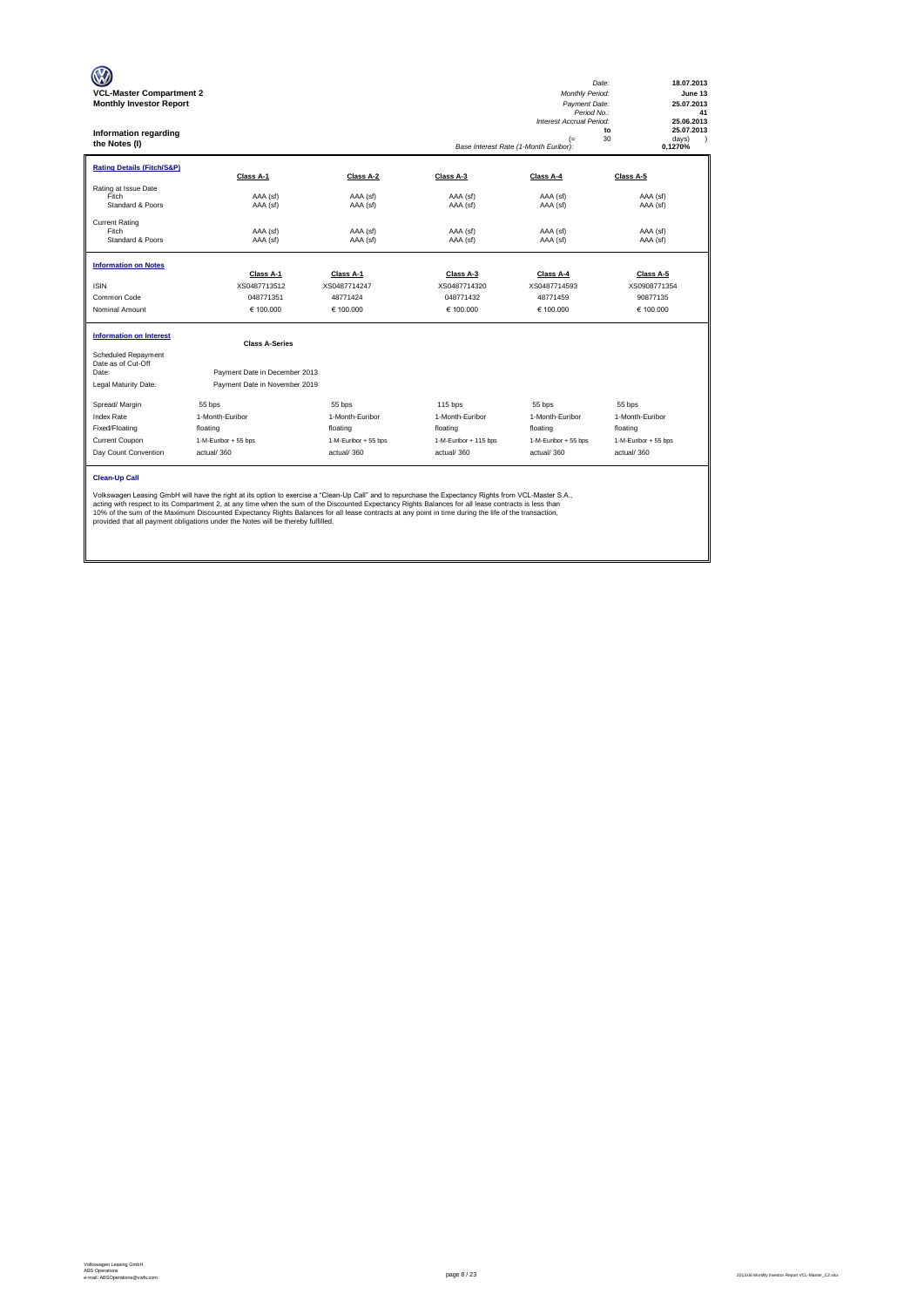**VCL-Master Compartment 2**
**Monthly Investor Report**

| | |
|---|---|
| *Date:* | **18.07.2013** |
| *Monthly Period:* | **June 13** |
| *Payment Date:* | **25.07.2013** |
| *Period No.:* | **41** |
| *Interest Accrual Period:* | **25.06.2013** |
| **to** | **25.07.2013** |
| (= 30 | days) |
| *Base Interest Rate (1-Month Euribor):* | **0,1270%** |

## Information regarding the Notes (I)

**Rating Details (Fitch/S&P)**

| | Class A-1 | Class A-2 | Class A-3 | Class A-4 | Class A-5 |
|---|---|---|---|---|---|
| Rating at Issue Date | | | | | |
| Fitch | AAA (sf) | AAA (sf) | AAA (sf) | AAA (sf) | AAA (sf) |
| Standard & Poors | AAA (sf) | AAA (sf) | AAA (sf) | AAA (sf) | AAA (sf) |
| Current Rating | | | | | |
| Fitch | AAA (sf) | AAA (sf) | AAA (sf) | AAA (sf) | AAA (sf) |
| Standard & Poors | AAA (sf) | AAA (sf) | AAA (sf) | AAA (sf) | AAA (sf) |

**Information on Notes**

| | Class A-1 | Class A-1 | Class A-3 | Class A-4 | Class A-5 |
|---|---|---|---|---|---|
| ISIN | XS0487713512 | XS0487714247 | XS0487714320 | XS0487714593 | XS0908771354 |
| Common Code | 048771351 | 48771424 | 048771432 | 48771459 | 90877135 |
| Nominal Amount | € 100.000 | € 100.000 | € 100.000 | € 100.000 | € 100.000 |

**Information on Interest**

| | Class A-Series | | | | |
|---|---|---|---|---|---|
| Scheduled Repayment Date as of Cut-Off Date: | Payment Date in December 2013 | | | | |
| Legal Maturity Date: | Payment Date in November 2019 | | | | |
| Spread/ Margin | 55 bps | 55 bps | 115 bps | 55 bps | 55 bps |
| Index Rate | 1-Month-Euribor | 1-Month-Euribor | 1-Month-Euribor | 1-Month-Euribor | 1-Month-Euribor |
| Fixed/Floating | floating | floating | floating | floating | floating |
| Current Coupon | 1-M-Euribor + 55 bps | 1-M-Euribor + 55 bps | 1-M-Euribor + 115 bps | 1-M-Euribor + 55 bps | 1-M-Euribor + 55 bps |
| Day Count Convention | actual/ 360 | actual/ 360 | actual/ 360 | actual/ 360 | actual/ 360 |

**Clean-Up Call**

Volkswagen Leasing GmbH will have the right at its option to exercise a "Clean-Up Call" and to repurchase the Expectancy Rights from VCL-Master S.A., acting with respect to its Compartment 2, at any time when the sum of the Discounted Expectancy Rights Balances for all lease contracts is less than 10% of the sum of the Maximum Discounted Expectancy Rights Balances for all lease contracts at any point in time during the life of the transaction, provided that all payment obligations under the Notes will be thereby fulfilled.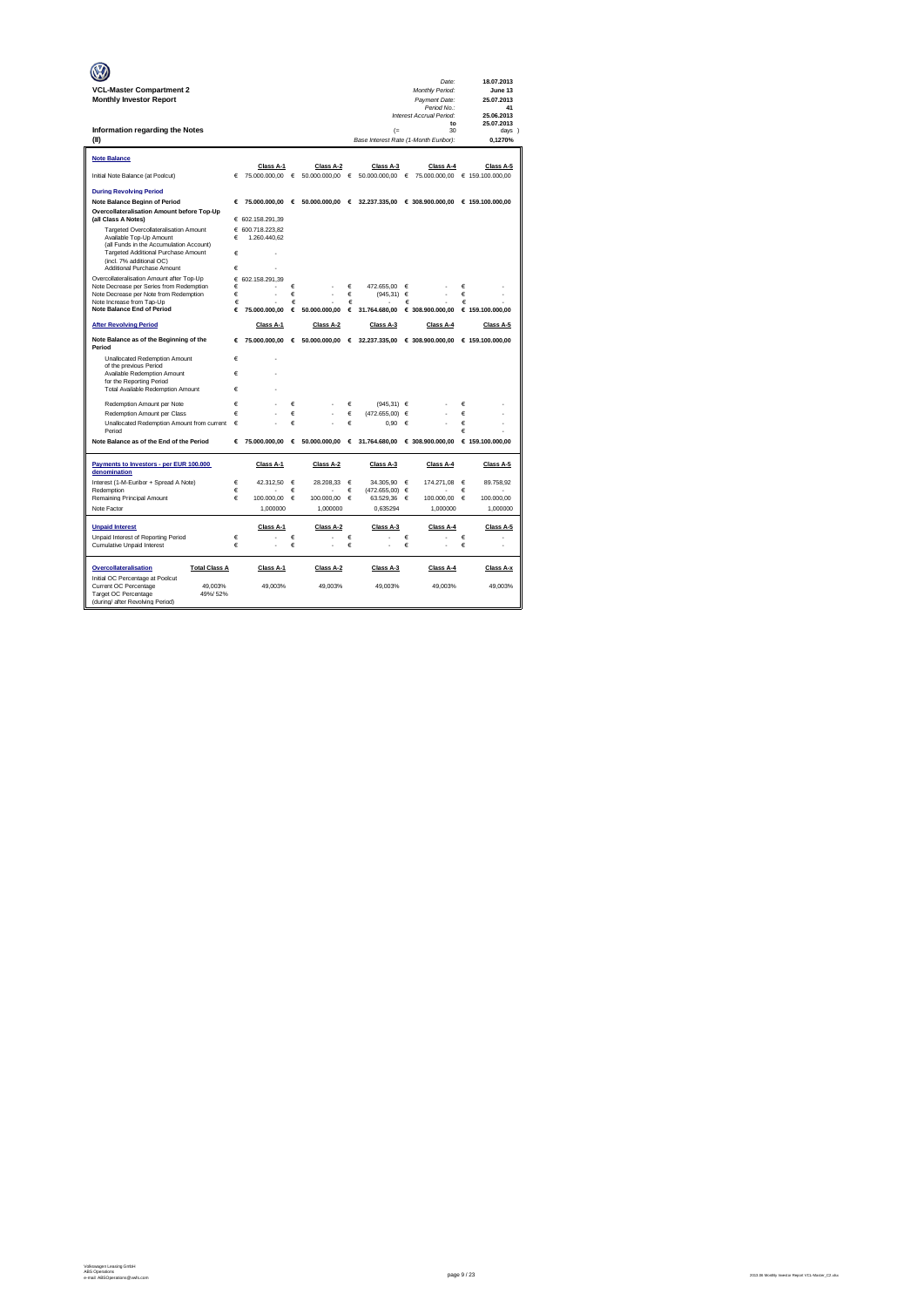**VCL-Master Compartment 2**
**Monthly Investor Report**

| | |
|---|---|
| *Date:* | 18.07.2013 |
| *Monthly Period:* | June 13 |
| *Payment Date:* | 25.07.2013 |
| *Period No.:* | 41 |
| *Interest Accrual Period:* | 25.06.2013 |
| to | 25.07.2013 |
| (= 30 | days ) |
| *Base Interest Rate (1-Month Euribor):* | 0,1270% |

**Information regarding the Notes**
**(II)**

| **Note Balance** | Class A-1 | Class A-2 | Class A-3 | Class A-4 | Class A-5 |
|---|---|---|---|---|---|
| Initial Note Balance (at Poolcut) | € 75.000.000,00 | € 50.000.000,00 | € 50.000.000,00 | € 75.000.000,00 | € 159.100.000,00 |
| **During Revolving Period** | | | | | |
| **Note Balance Beginn of Period** | € 75.000.000,00 | € 50.000.000,00 | € 32.237.335,00 | € 308.900.000,00 | € 159.100.000,00 |
| **Overcollateralisation Amount before Top-Up (all Class A Notes)** | € 602.158.291,39 | | | | |
| Targeted Overcollateralisation Amount | € 600.718.223,82 | | | | |
| Available Top-Up Amount (all Funds in the Accumulation Account) | € 1.260.440,62 | | | | |
| Targeted Additional Purchase Amount (incl. 7% additional OC) | € - | | | | |
| Additional Purchase Amount | € - | | | | |
| Overcollateralisation Amount after Top-Up | € 602.158.291,39 | | | | |
| Note Decrease per Series from Redemption | € - | € - | € 472.655,00 | € - | € - |
| Note Decrease per Note from Redemption | € - | € - | € (945,31) | € - | € - |
| Note Increase from Tap-Up | € - | € - | € - | € - | € - |
| **Note Balance End of Period** | € 75.000.000,00 | € 50.000.000,00 | € 31.764.680,00 | € 308.900.000,00 | € 159.100.000,00 |

| **After Revolving Period** | Class A-1 | Class A-2 | Class A-3 | Class A-4 | Class A-5 |
|---|---|---|---|---|---|
| **Note Balance as of the Beginning of the Period** | € 75.000.000,00 | € 50.000.000,00 | € 32.237.335,00 | € 308.900.000,00 | € 159.100.000,00 |
| Unallocated Redemption Amount of the previous Period | € - | | | | |
| Available Redemption Amount for the Reporting Period | € - | | | | |
| Total Available Redemption Amount | € - | | | | |
| Redemption Amount per Note | € - | € - | € (945,31) | € - | € - |
| Redemption Amount per Class | € - | € - | € (472.655,00) | € - | € - |
| Unallocated Redemption Amount from current Period | € - | € - | € 0,90 | € - | € - |
| | | | | | € - |
| **Note Balance as of the End of the Period** | € 75.000.000,00 | € 50.000.000,00 | € 31.764.680,00 | € 308.900.000,00 | € 159.100.000,00 |

| **Payments to Investors - per EUR 100.000 denomination** | Class A-1 | Class A-2 | Class A-3 | Class A-4 | Class A-5 |
|---|---|---|---|---|---|
| Interest (1-M-Euribor + Spread A Note) | € 42.312,50 | € 28.208,33 | € 34.305,90 | € 174.271,08 | € 89.758,92 |
| Redemption | € - | € - | € (472.655,00) | € - | € - |
| Remaining Principal Amount | € 100.000,00 | € 100.000,00 | € 63.529,36 | € 100.000,00 | € 100.000,00 |
| Note Factor | 1,000000 | 1,000000 | 0,635294 | 1,000000 | 1,000000 |

| **Unpaid Interest** | Class A-1 | Class A-2 | Class A-3 | Class A-4 | Class A-5 |
|---|---|---|---|---|---|
| Unpaid Interest of Reporting Period | € - | € - | € - | € - | € - |
| Cumulative Unpaid Interest | € - | € - | € - | € - | € - |

| **Overcollateralisation** | **Total Class A** | Class A-1 | Class A-2 | Class A-3 | Class A-4 | Class A-x |
|---|---|---|---|---|---|---|
| Initial OC Percentage at Poolcut | | | | | | |
| Current OC Percentage | 49,003% | 49,003% | 49,003% | 49,003% | 49,003% | 49,003% |
| Target OC Percentage (during/ after Revolving Period) | 49%/ 52% | | | | | |

Volkswagen Leasing GmbH
ABS Operations
e-mail: ABSOperations@vwfs.com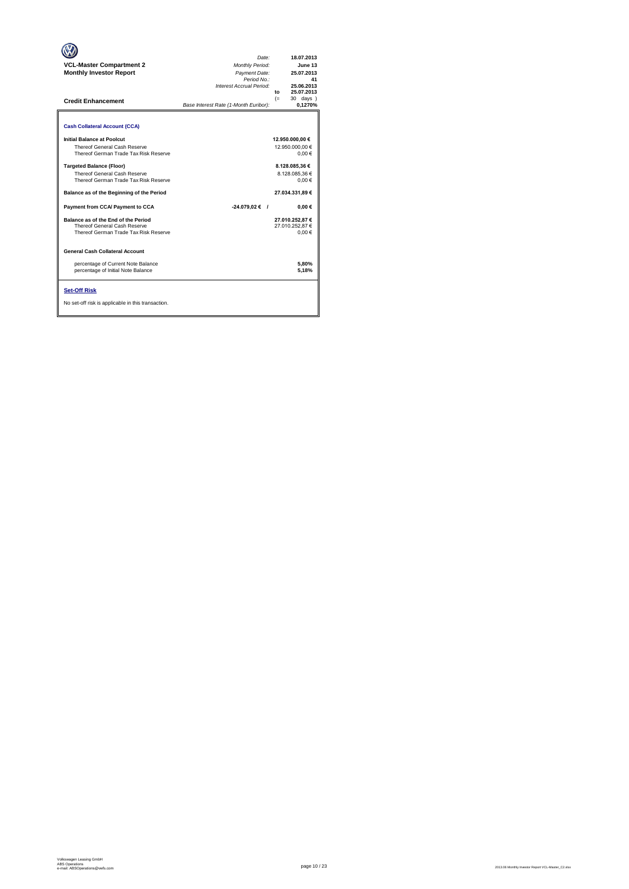**VCL-Master Compartment 2**
**Monthly Investor Report**

| | |
|---|---|
| *Date:* | **18.07.2013** |
| *Monthly Period:* | **June 13** |
| *Payment Date:* | **25.07.2013** |
| *Period No.:* | **41** |
| *Interest Accrual Period:* | **25.06.2013** |
| **to** | **25.07.2013** |
| (= | 30 days ) |
| *Base Interest Rate (1-Month Euribor):* | **0,1270%** |

## Credit Enhancement

### Cash Collateral Account (CCA)

| | | |
|---|---|---|
| **Initial Balance at Poolcut** | | **12.950.000,00 €** |
| Thereof General Cash Reserve | | 12.950.000,00 € |
| Thereof German Trade Tax Risk Reserve | | 0,00 € |
| **Targeted Balance (Floor)** | | **8.128.085,36 €** |
| Thereof General Cash Reserve | | 8.128.085,36 € |
| Thereof German Trade Tax Risk Reserve | | 0,00 € |
| **Balance as of the Beginning of the Period** | | **27.034.331,89 €** |
| **Payment from CCA/ Payment to CCA** | **-24.079,02 € /** | **0,00 €** |
| **Balance as of the End of the Period** | | **27.010.252,87 €** |
| Thereof General Cash Reserve | | 27.010.252,87 € |
| Thereof German Trade Tax Risk Reserve | | 0,00 € |

### General Cash Collateral Account

| | |
|---|---|
| percentage of Current Note Balance | **5,80%** |
| percentage of Initial Note Balance | **5,18%** |

### Set-Off Risk

No set-off risk is applicable in this transaction.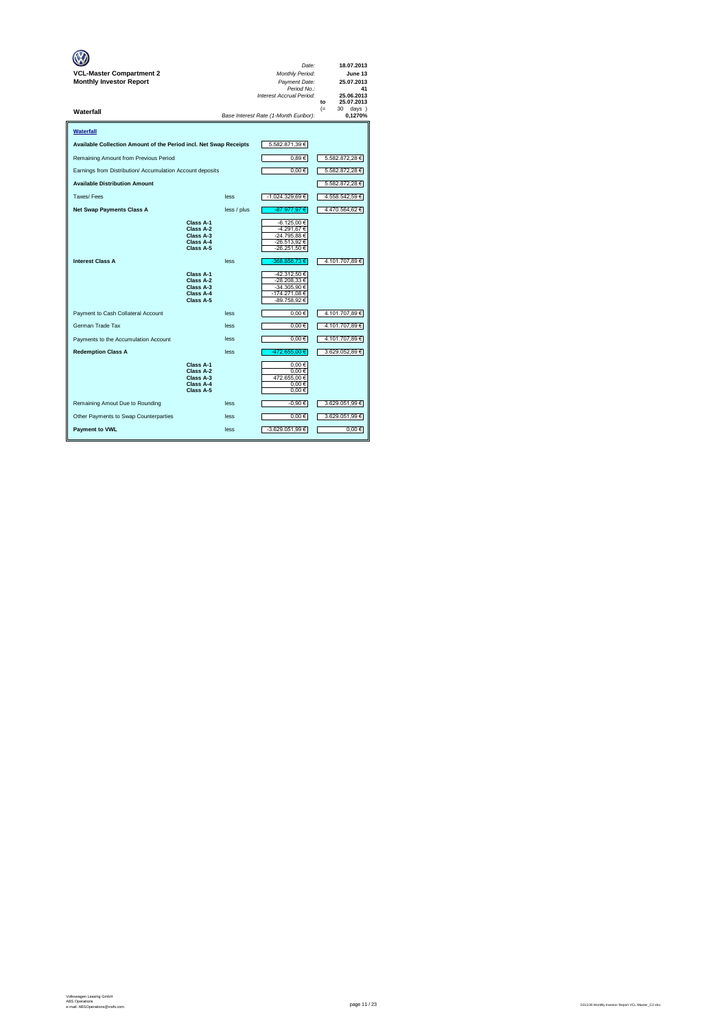**VCL-Master Compartment 2**
**Monthly Investor Report**

| | |
|---|---|
| *Date:* | **18.07.2013** |
| *Monthly Period:* | **June 13** |
| *Payment Date:* | **25.07.2013** |
| *Period No.:* | **41** |
| *Interest Accrual Period:* | **25.06.2013** |
| to | **25.07.2013** |
| (= | 30 days ) |
| *Base Interest Rate (1-Month Euribor):* | **0,1270%** |

**Waterfall**

**Waterfall**

| | | | | |
|---|---|---|---|---|
| **Available Collection Amount of the Period incl. Net Swap Receipts** | | | 5.582.871,39 € | |
| Remaining Amount from Previous Period | | | 0,89 € | 5.582.872,28 € |
| Earnings from Distribution/ Accumulation Account deposits | | | 0,00 € | 5.582.872,28 € |
| **Available Distribution Amount** | | | | 5.582.872,28 € |
| Taxes/ Fees | | less | -1.024.329,69 € | 4.558.542,59 € |
| **Net Swap Payments Class A** | | less / plus | -87.977,97 € | 4.470.564,62 € |
| | **Class A-1** | | -6.125,00 € | |
| | **Class A-2** | | -4.291,67 € | |
| | **Class A-3** | | -24.795,88 € | |
| | **Class A-4** | | -26.513,92 € | |
| | **Class A-5** | | -26.251,50 € | |
| **Interest Class A** | | less | -368.856,73 € | 4.101.707,89 € |
| | **Class A-1** | | -42.312,50 € | |
| | **Class A-2** | | -28.208,33 € | |
| | **Class A-3** | | -34.305,90 € | |
| | **Class A-4** | | -174.271,08 € | |
| | **Class A-5** | | -89.758,92 € | |
| Payment to Cash Collateral Account | | less | 0,00 € | 4.101.707,89 € |
| German Trade Tax | | less | 0,00 € | 4.101.707,89 € |
| Payments to the Accumulation Account | | less | 0,00 € | 4.101.707,89 € |
| **Redemption Class A** | | less | -472.655,00 € | 3.629.052,89 € |
| | **Class A-1** | | 0,00 € | |
| | **Class A-2** | | 0,00 € | |
| | **Class A-3** | | 472.655,00 € | |
| | **Class A-4** | | 0,00 € | |
| | **Class A-5** | | 0,00 € | |
| Remaining Amout Due to Rounding | | less | -0,90 € | 3.629.051,99 € |
| Other Payments to Swap Counterparties | | less | 0,00 € | 3.629.051,99 € |
| **Payment to VWL** | | less | -3.629.051,99 € | 0,00 € |

Volkswagen Leasing GmbH
ABS Operations
e-mail: ABSOperations@vwfs.com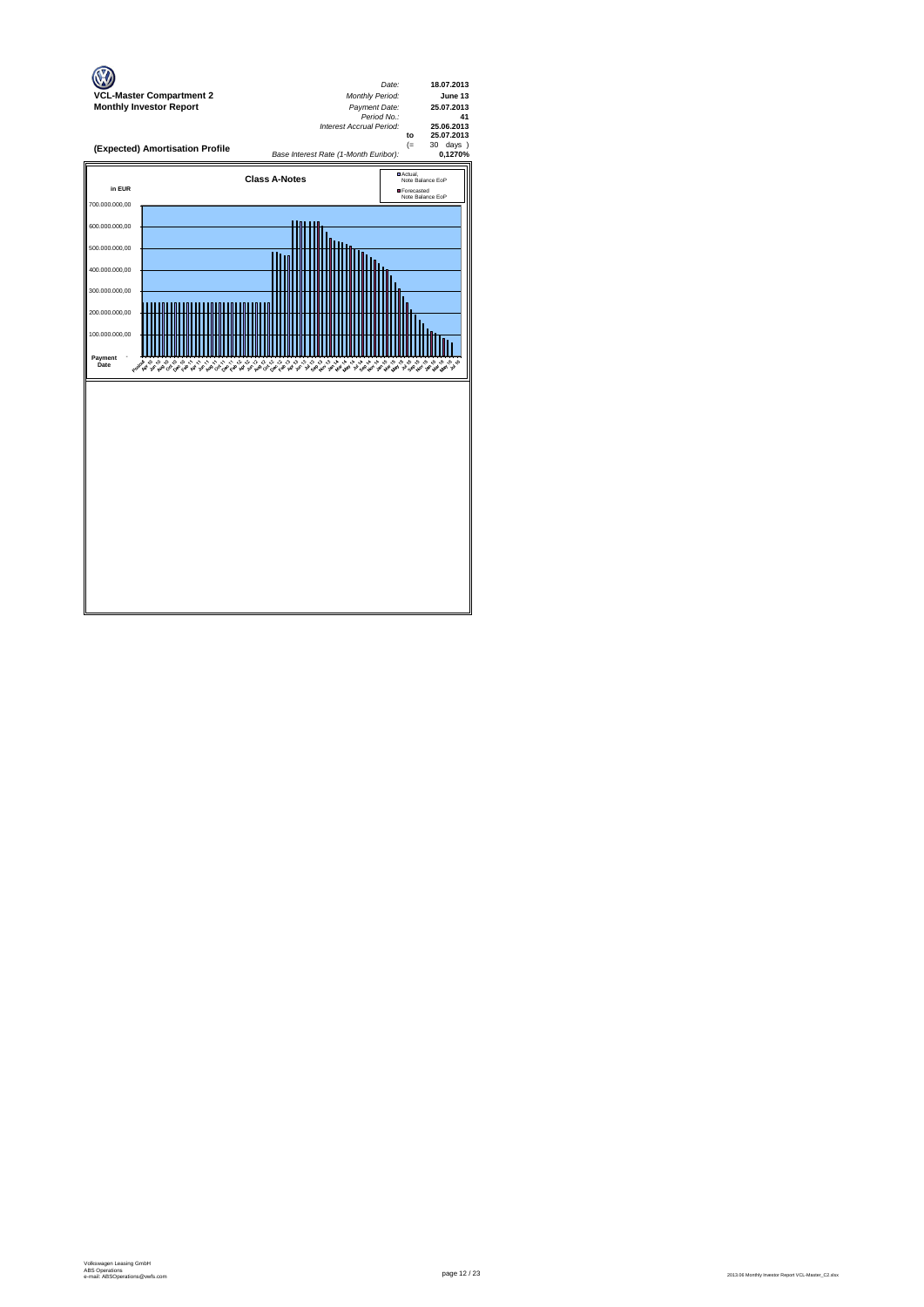**VCL-Master Compartment 2**
**Monthly Investor Report**

| | | |
|---|---|---|
| *Date:* | | **18.07.2013** |
| *Monthly Period:* | | **June 13** |
| *Payment Date:* | | **25.07.2013** |
| *Period No.:* | | **41** |
| *Interest Accrual Period:* | | **25.06.2013** |
| | to | **25.07.2013** |
| | (= | 30 days ) |
| *Base Interest Rate (1-Month Euribor):* | | **0,1270%** |

**(Expected) Amortisation Profile**

**Class A-Notes**

in EUR

- Actual, Note Balance EoP
- Forecasted Note Balance EoP

700.000.000,00
600.000.000,00
500.000.000,00
400.000.000,00
300.000.000,00
200.000.000,00
100.000.000,00

Payment Date

Volkswagen Leasing GmbH
ABS Operations
e-mail: ABSOperations@vwfs.com

2013.06 Monthly Investor Report VCL-Master_C2.xlsx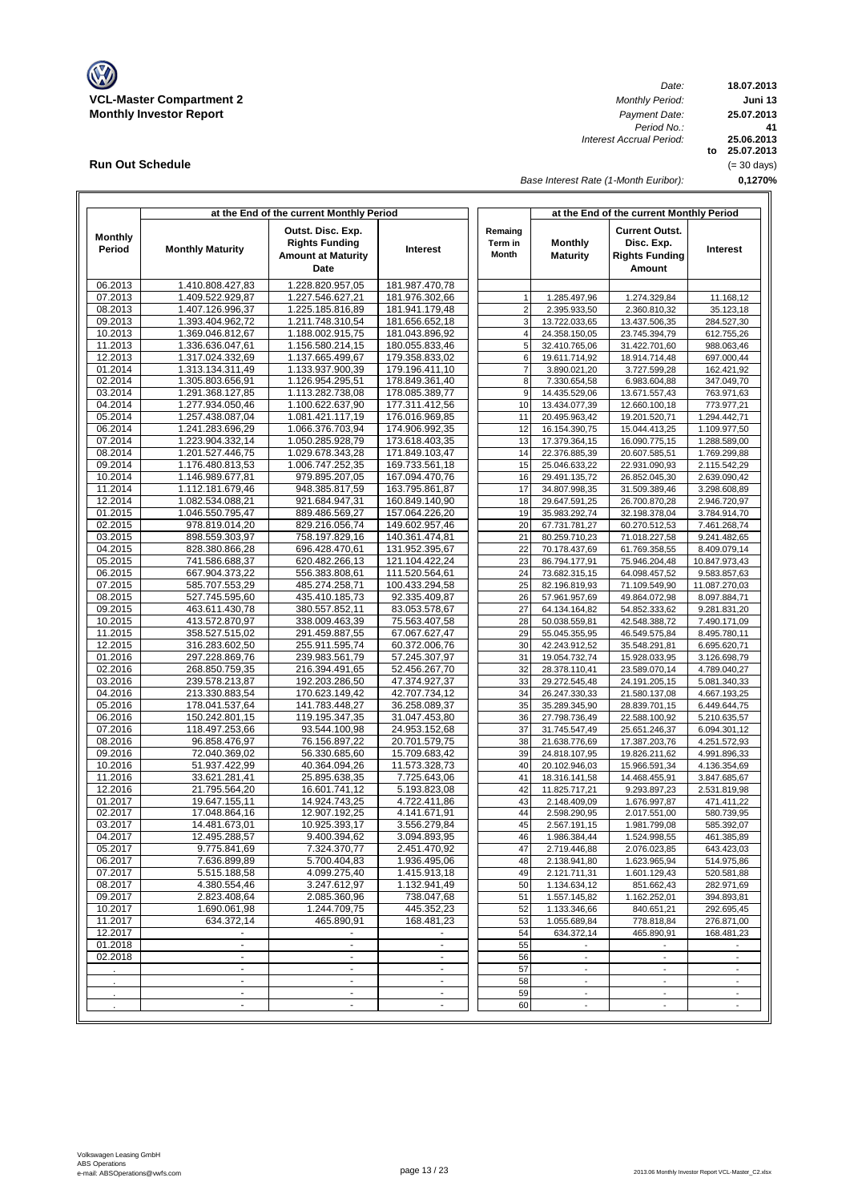**VCL-Master Compartment 2**
**Monthly Investor Report**

| | |
|---|---|
| *Date:* | **18.07.2013** |
| *Monthly Period:* | **Juni 13** |
| *Payment Date:* | **25.07.2013** |
| *Period No.:* | **41** |
| *Interest Accrual Period:* | **25.06.2013** |
| **to** | **25.07.2013** |
| | (= 30 days) |
| *Base Interest Rate (1-Month Euribor):* | **0,1270%** |

## Run Out Schedule

| at the End of the current Monthly Period | | | | | at the End of the current Monthly Period | | |
|---|---|---|---|---|---|---|---|
| Monthly Period | Monthly Maturity | Outst. Disc. Exp. Rights Funding Amount at Maturity Date | Interest | Remaing Term in Month | Monthly Maturity | Current Outst. Disc. Exp. Rights Funding Amount | Interest |
| 06.2013 | 1.410.808.427,83 | 1.228.820.957,05 | 181.987.470,78 | | | | |
| 07.2013 | 1.409.522.929,87 | 1.227.546.627,21 | 181.976.302,66 | 1 | 1.285.497,96 | 1.274.329,84 | 11.168,12 |
| 08.2013 | 1.407.126.996,37 | 1.225.185.816,89 | 181.941.179,48 | 2 | 2.395.933,50 | 2.360.810,32 | 35.123,18 |
| 09.2013 | 1.393.404.962,72 | 1.211.748.310,54 | 181.656.652,18 | 3 | 13.722.033,65 | 13.437.506,35 | 284.527,30 |
| 10.2013 | 1.369.046.812,67 | 1.188.002.915,75 | 181.043.896,92 | 4 | 24.358.150,05 | 23.745.394,79 | 612.755,26 |
| 11.2013 | 1.336.636.047,61 | 1.156.580.214,15 | 180.055.833,46 | 5 | 32.410.765,06 | 31.422.701,60 | 988.063,46 |
| 12.2013 | 1.317.024.332,69 | 1.137.665.499,67 | 179.358.833,02 | 6 | 19.611.714,92 | 18.914.714,48 | 697.000,44 |
| 01.2014 | 1.313.134.311,49 | 1.133.937.900,39 | 179.196.411,10 | 7 | 3.890.021,20 | 3.727.599,28 | 162.421,92 |
| 02.2014 | 1.305.803.656,91 | 1.126.954.295,51 | 178.849.361,40 | 8 | 7.330.654,58 | 6.983.604,88 | 347.049,70 |
| 03.2014 | 1.291.368.127,85 | 1.113.282.738,08 | 178.085.389,77 | 9 | 14.435.529,06 | 13.671.557,43 | 763.971,63 |
| 04.2014 | 1.277.934.050,46 | 1.100.622.637,90 | 177.311.412,56 | 10 | 13.434.077,39 | 12.660.100,18 | 773.977,21 |
| 05.2014 | 1.257.438.087,04 | 1.081.421.117,19 | 176.016.969,85 | 11 | 20.495.963,42 | 19.201.520,71 | 1.294.442,71 |
| 06.2014 | 1.241.283.696,29 | 1.066.376.703,94 | 174.906.992,35 | 12 | 16.154.390,75 | 15.044.413,25 | 1.109.977,50 |
| 07.2014 | 1.223.904.332,14 | 1.050.285.928,79 | 173.618.403,35 | 13 | 17.379.364,15 | 16.090.775,15 | 1.288.589,00 |
| 08.2014 | 1.201.527.446,75 | 1.029.678.343,28 | 171.849.103,47 | 14 | 22.376.885,39 | 20.607.585,51 | 1.769.299,88 |
| 09.2014 | 1.176.480.813,53 | 1.006.747.252,35 | 169.733.561,18 | 15 | 25.046.633,22 | 22.931.090,93 | 2.115.542,29 |
| 10.2014 | 1.146.989.677,81 | 979.895.207,05 | 167.094.470,76 | 16 | 29.491.135,72 | 26.852.045,30 | 2.639.090,42 |
| 11.2014 | 1.112.181.679,46 | 948.385.817,59 | 163.795.861,87 | 17 | 34.807.998,35 | 31.509.389,46 | 3.298.608,89 |
| 12.2014 | 1.082.534.088,21 | 921.684.947,31 | 160.849.140,90 | 18 | 29.647.591,25 | 26.700.870,28 | 2.946.720,97 |
| 01.2015 | 1.046.550.795,47 | 889.486.569,27 | 157.064.226,20 | 19 | 35.983.292,74 | 32.198.378,04 | 3.784.914,70 |
| 02.2015 | 978.819.014,20 | 829.216.056,74 | 149.602.957,46 | 20 | 67.731.781,27 | 60.270.512,53 | 7.461.268,74 |
| 03.2015 | 898.559.303,97 | 758.197.829,16 | 140.361.474,81 | 21 | 80.259.710,23 | 71.018.227,58 | 9.241.482,65 |
| 04.2015 | 828.380.866,28 | 696.428.470,61 | 131.952.395,67 | 22 | 70.178.437,69 | 61.769.358,55 | 8.409.079,14 |
| 05.2015 | 741.586.688,37 | 620.482.266,13 | 121.104.422,24 | 23 | 86.794.177,91 | 75.946.204,48 | 10.847.973,43 |
| 06.2015 | 667.904.373,22 | 556.383.808,61 | 111.520.564,61 | 24 | 73.682.315,15 | 64.098.457,52 | 9.583.857,63 |
| 07.2015 | 585.707.553,29 | 485.274.258,71 | 100.433.294,58 | 25 | 82.196.819,93 | 71.109.549,90 | 11.087.270,03 |
| 08.2015 | 527.745.595,60 | 435.410.185,73 | 92.335.409,87 | 26 | 57.961.957,69 | 49.864.072,98 | 8.097.884,71 |
| 09.2015 | 463.611.430,78 | 380.557.852,11 | 83.053.578,67 | 27 | 64.134.164,82 | 54.852.333,62 | 9.281.831,20 |
| 10.2015 | 413.572.870,97 | 338.009.463,39 | 75.563.407,58 | 28 | 50.038.559,81 | 42.548.388,72 | 7.490.171,09 |
| 11.2015 | 358.527.515,02 | 291.459.887,55 | 67.067.627,47 | 29 | 55.045.355,95 | 46.549.575,84 | 8.495.780,11 |
| 12.2015 | 316.283.602,50 | 255.911.595,74 | 60.372.006,76 | 30 | 42.243.912,52 | 35.548.291,81 | 6.695.620,71 |
| 01.2016 | 297.228.869,76 | 239.983.561,79 | 57.245.307,97 | 31 | 19.054.732,74 | 15.928.033,95 | 3.126.698,79 |
| 02.2016 | 268.850.759,35 | 216.394.491,65 | 52.456.267,70 | 32 | 28.378.110,41 | 23.589.070,14 | 4.789.040,27 |
| 03.2016 | 239.578.213,87 | 192.203.286,50 | 47.374.927,37 | 33 | 29.272.545,48 | 24.191.205,15 | 5.081.340,33 |
| 04.2016 | 213.330.883,54 | 170.623.149,42 | 42.707.734,12 | 34 | 26.247.330,33 | 21.580.137,08 | 4.667.193,25 |
| 05.2016 | 178.041.537,64 | 141.783.448,27 | 36.258.089,37 | 35 | 35.289.345,90 | 28.839.701,15 | 6.449.644,75 |
| 06.2016 | 150.242.801,15 | 119.195.347,35 | 31.047.453,80 | 36 | 27.798.736,49 | 22.588.100,92 | 5.210.635,57 |
| 07.2016 | 118.497.253,66 | 93.544.100,98 | 24.953.152,68 | 37 | 31.745.547,49 | 25.651.246,37 | 6.094.301,12 |
| 08.2016 | 96.858.476,97 | 76.156.897,22 | 20.701.579,75 | 38 | 21.638.776,69 | 17.387.203,76 | 4.251.572,93 |
| 09.2016 | 72.040.369,02 | 56.330.685,60 | 15.709.683,42 | 39 | 24.818.107,95 | 19.826.211,62 | 4.991.896,33 |
| 10.2016 | 51.937.422,99 | 40.364.094,26 | 11.573.328,73 | 40 | 20.102.946,03 | 15.966.591,34 | 4.136.354,69 |
| 11.2016 | 33.621.281,41 | 25.895.638,35 | 7.725.643,06 | 41 | 18.316.141,58 | 14.468.455,91 | 3.847.685,67 |
| 12.2016 | 21.795.564,20 | 16.601.741,12 | 5.193.823,08 | 42 | 11.825.717,21 | 9.293.897,23 | 2.531.819,98 |
| 01.2017 | 19.647.155,11 | 14.924.743,25 | 4.722.411,86 | 43 | 2.148.409,09 | 1.676.997,87 | 471.411,22 |
| 02.2017 | 17.048.864,16 | 12.907.192,25 | 4.141.671,91 | 44 | 2.598.290,95 | 2.017.551,00 | 580.739,95 |
| 03.2017 | 14.481.673,01 | 10.925.393,17 | 3.556.279,84 | 45 | 2.567.191,15 | 1.981.799,08 | 585.392,07 |
| 04.2017 | 12.495.288,57 | 9.400.394,62 | 3.094.893,95 | 46 | 1.986.384,44 | 1.524.998,55 | 461.385,89 |
| 05.2017 | 9.775.841,69 | 7.324.370,77 | 2.451.470,92 | 47 | 2.719.446,88 | 2.076.023,85 | 643.423,03 |
| 06.2017 | 7.636.899,89 | 5.700.404,83 | 1.936.495,06 | 48 | 2.138.941,80 | 1.623.965,94 | 514.975,86 |
| 07.2017 | 5.515.188,58 | 4.099.275,40 | 1.415.913,18 | 49 | 2.121.711,31 | 1.601.129,43 | 520.581,88 |
| 08.2017 | 4.380.554,46 | 3.247.612,97 | 1.132.941,49 | 50 | 1.134.634,12 | 851.662,43 | 282.971,69 |
| 09.2017 | 2.823.408,64 | 2.085.360,96 | 738.047,68 | 51 | 1.557.145,82 | 1.162.252,01 | 394.893,81 |
| 10.2017 | 1.690.061,98 | 1.244.709,75 | 445.352,23 | 52 | 1.133.346,66 | 840.651,21 | 292.695,45 |
| 11.2017 | 634.372,14 | 465.890,91 | 168.481,23 | 53 | 1.055.689,84 | 778.818,84 | 276.871,00 |
| 12.2017 | - | - | - | 54 | 634.372,14 | 465.890,91 | 168.481,23 |
| 01.2018 | - | - | - | 55 | - | - | - |
| 02.2018 | - | - | - | 56 | - | - | - |
| . | - | - | - | 57 | - | - | - |
| . | - | - | - | 58 | - | - | - |
| . | - | - | - | 59 | - | - | - |
| . | - | - | - | 60 | - | - | - |

Volkswagen Leasing GmbH
ABS Operations
e-mail: ABSOperations@vwfs.com

2013.06 Monthly Investor Report VCL-Master_C2.xlsx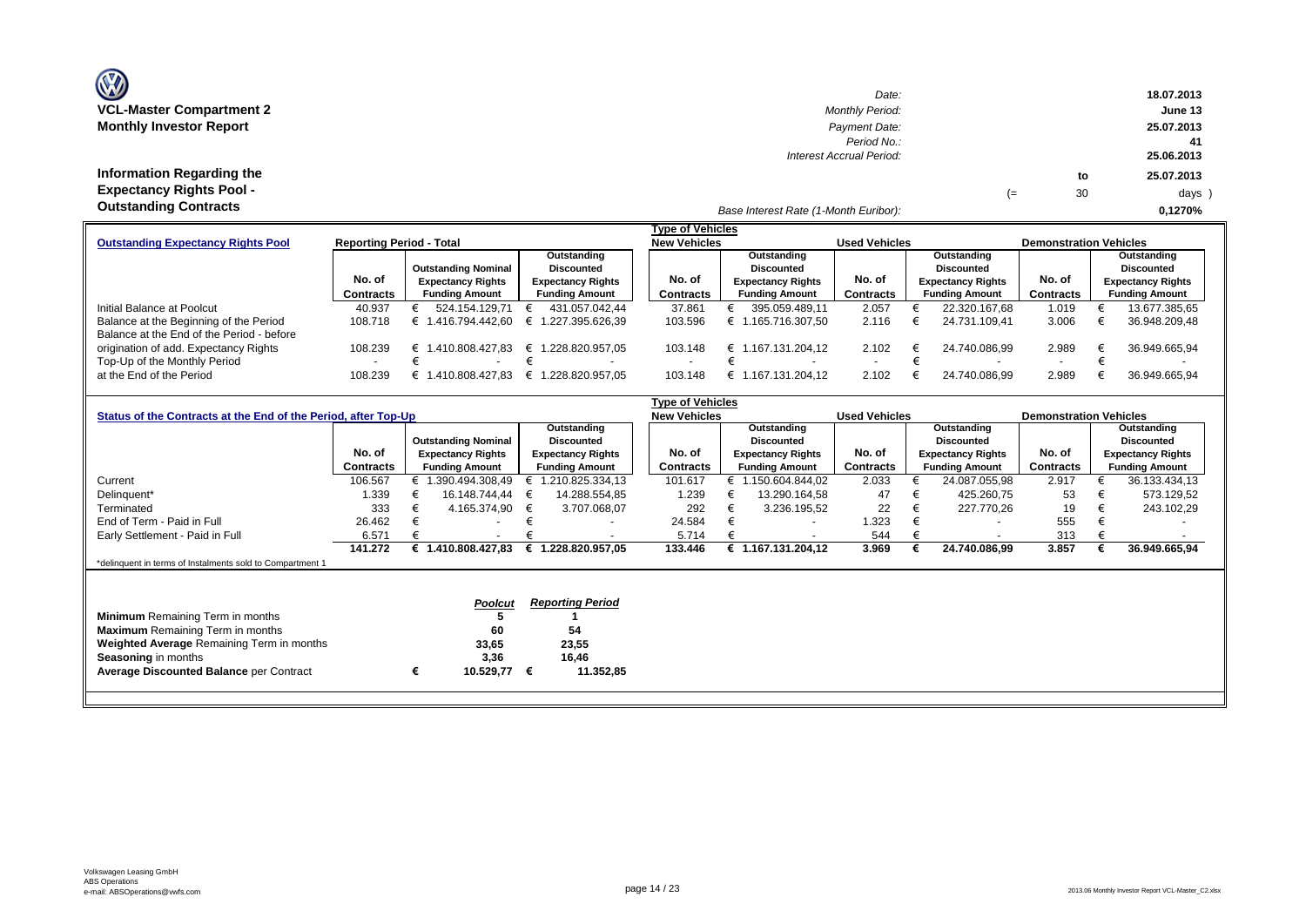**VCL-Master Compartment 2**
**Monthly Investor Report**

| | |
|---|---|
| *Date:* | 18.07.2013 |
| *Monthly Period:* | June 13 |
| *Payment Date:* | 25.07.2013 |
| *Period No.:* | 41 |
| *Interest Accrual Period:* | 25.06.2013 to 25.07.2013 (= 30 days ) |
| *Base Interest Rate (1-Month Euribor):* | 0,1270% |

**Information Regarding the Expectancy Rights Pool - Outstanding Contracts**

| **Outstanding Expectancy Rights Pool** | **Reporting Period - Total** | | | **Type of Vehicles** **New Vehicles** | | **Used Vehicles** | | **Demonstration Vehicles** | |
|---|---|---|---|---|---|---|---|---|---|
| | **No. of Contracts** | **Outstanding Nominal Expectancy Rights Funding Amount** | **Outstanding Discounted Expectancy Rights Funding Amount** | **No. of Contracts** | **Outstanding Discounted Expectancy Rights Funding Amount** | **No. of Contracts** | **Outstanding Discounted Expectancy Rights Funding Amount** | **No. of Contracts** | **Outstanding Discounted Expectancy Rights Funding Amount** |
| Initial Balance at Poolcut | 40.937 | € 524.154.129,71 | € 431.057.042,44 | 37.861 | € 395.059.489,11 | 2.057 | € 22.320.167,68 | 1.019 | € 13.677.385,65 |
| Balance at the Beginning of the Period | 108.718 | € 1.416.794.442,60 | € 1.227.395.626,39 | 103.596 | € 1.165.716.307,50 | 2.116 | € 24.731.109,41 | 3.006 | € 36.948.209,48 |
| Balance at the End of the Period - before origination of add. Expectancy Rights | 108.239 | € 1.410.808.427,83 | € 1.228.820.957,05 | 103.148 | € 1.167.131.204,12 | 2.102 | € 24.740.086,99 | 2.989 | € 36.949.665,94 |
| Top-Up of the Monthly Period | - | € - | € - | - | € - | - | € - | - | € - |
| at the End of the Period | 108.239 | € 1.410.808.427,83 | € 1.228.820.957,05 | 103.148 | € 1.167.131.204,12 | 2.102 | € 24.740.086,99 | 2.989 | € 36.949.665,94 |

| **Status of the Contracts at the End of the Period, after Top-Up** | | | | **Type of Vehicles** **New Vehicles** | | **Used Vehicles** | | **Demonstration Vehicles** | |
|---|---|---|---|---|---|---|---|---|---|
| | **No. of Contracts** | **Outstanding Nominal Expectancy Rights Funding Amount** | **Outstanding Discounted Expectancy Rights Funding Amount** | **No. of Contracts** | **Outstanding Discounted Expectancy Rights Funding Amount** | **No. of Contracts** | **Outstanding Discounted Expectancy Rights Funding Amount** | **No. of Contracts** | **Outstanding Discounted Expectancy Rights Funding Amount** |
| Current | 106.567 | € 1.390.494.308,49 | € 1.210.825.334,13 | 101.617 | € 1.150.604.844,02 | 2.033 | € 24.087.055,98 | 2.917 | € 36.133.434,13 |
| Delinquent* | 1.339 | € 16.148.744,44 | € 14.288.554,85 | 1.239 | € 13.290.164,58 | 47 | € 425.260,75 | 53 | € 573.129,52 |
| Terminated | 333 | € 4.165.374,90 | € 3.707.068,07 | 292 | € 3.236.195,52 | 22 | € 227.770,26 | 19 | € 243.102,29 |
| End of Term - Paid in Full | 26.462 | € - | € - | 24.584 | € - | 1.323 | € - | 555 | € - |
| Early Settlement - Paid in Full | 6.571 | € - | € - | 5.714 | € - | 544 | € - | 313 | € - |
| | **141.272** | **€ 1.410.808.427,83** | **€ 1.228.820.957,05** | **133.446** | **€ 1.167.131.204,12** | **3.969** | **€ 24.740.086,99** | **3.857** | **€ 36.949.665,94** |

*delinquent in terms of Instalments sold to Compartment 1

| | *Poolcut* | *Reporting Period* |
|---|---|---|
| **Minimum** Remaining Term in months | 5 | 1 |
| **Maximum** Remaining Term in months | 60 | 54 |
| **Weighted Average** Remaining Term in months | 33,65 | 23,55 |
| **Seasoning** in months | 3,36 | 16,46 |
| **Average Discounted Balance** per Contract | € 10.529,77 | € 11.352,85 |

Volkswagen Leasing GmbH
ABS Operations
e-mail: ABSOperations@vwfs.com

2013.06 Monthly Investor Report VCL-Master_C2.xlsx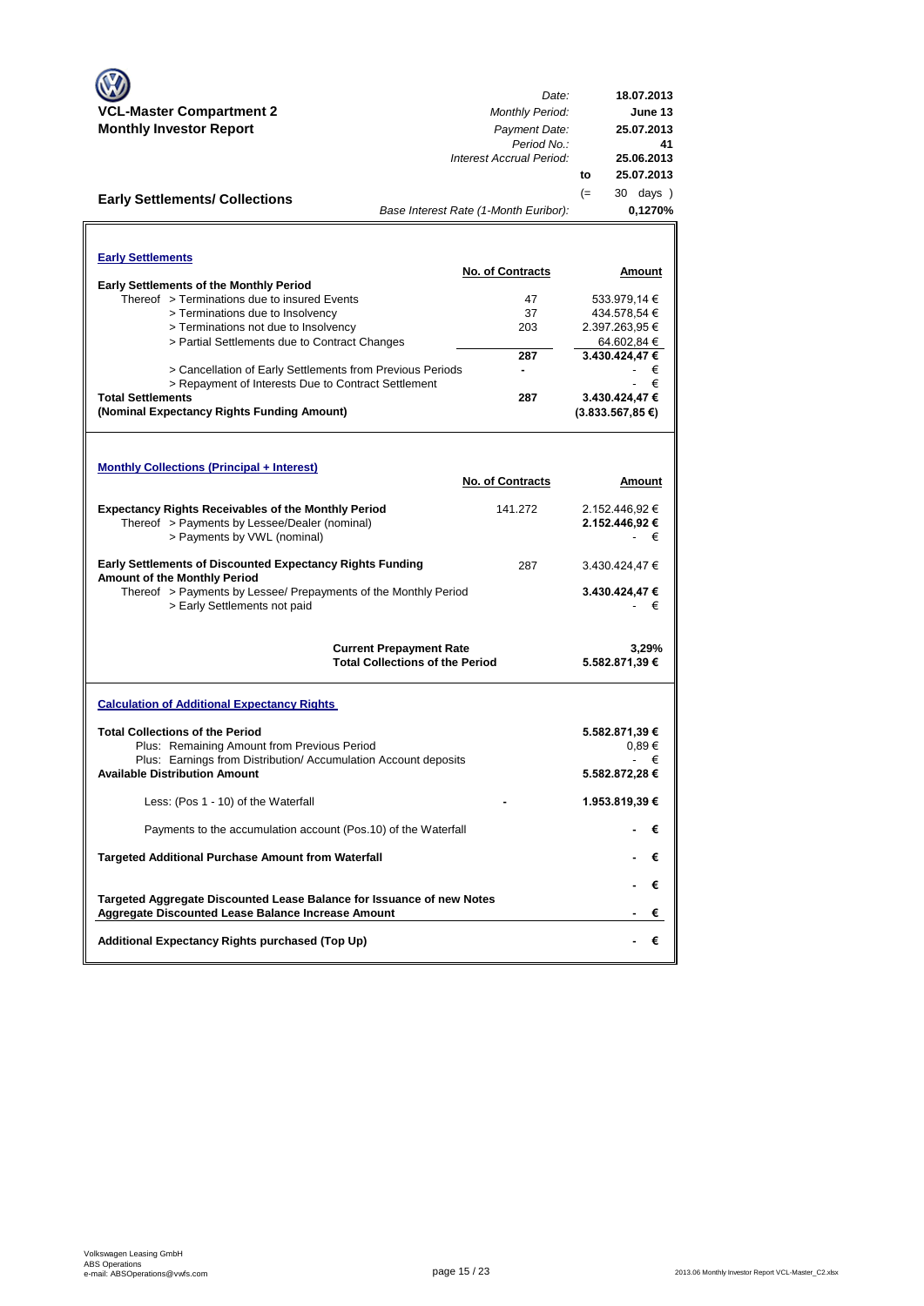**VCL-Master Compartment 2**
**Monthly Investor Report**

| | |
|---|---|
| *Date:* | **18.07.2013** |
| *Monthly Period:* | **June 13** |
| *Payment Date:* | **25.07.2013** |
| *Period No.:* | **41** |
| *Interest Accrual Period:* | **25.06.2013** |
| to | **25.07.2013** |
| (= | 30 days ) |
| *Base Interest Rate (1-Month Euribor):* | **0,1270%** |

## Early Settlements/ Collections

### Early Settlements

| | No. of Contracts | Amount |
|---|---|---|
| **Early Settlements of the Monthly Period** | | |
| Thereof > Terminations due to insured Events | 47 | 533.979,14 € |
| > Terminations due to Insolvency | 37 | 434.578,54 € |
| > Terminations not due to Insolvency | 203 | 2.397.263,95 € |
| > Partial Settlements due to Contract Changes | | 64.602,84 € |
| | **287** | **3.430.424,47 €** |
| > Cancellation of Early Settlements from Previous Periods | - | - € |
| > Repayment of Interests Due to Contract Settlement | | - € |
| **Total Settlements** | **287** | **3.430.424,47 €** |
| **(Nominal Expectancy Rights Funding Amount)** | | **(3.833.567,85 €)** |

### Monthly Collections (Principal + Interest)

| | No. of Contracts | Amount |
|---|---|---|
| **Expectancy Rights Receivables of the Monthly Period** | 141.272 | 2.152.446,92 € |
| Thereof > Payments by Lessee/Dealer (nominal) | | **2.152.446,92 €** |
| > Payments by VWL (nominal) | | - € |
| **Early Settlements of Discounted Expectancy Rights Funding Amount of the Monthly Period** | 287 | 3.430.424,47 € |
| Thereof > Payments by Lessee/ Prepayments of the Monthly Period | | **3.430.424,47 €** |
| > Early Settlements not paid | | - € |
| **Current Prepayment Rate** | | **3,29%** |
| **Total Collections of the Period** | | **5.582.871,39 €** |

### Calculation of Additional Expectancy Rights

| | | |
|---|---|---|
| **Total Collections of the Period** | | **5.582.871,39 €** |
| Plus: Remaining Amount from Previous Period | | 0,89 € |
| Plus: Earnings from Distribution/ Accumulation Account deposits | | - € |
| **Available Distribution Amount** | | **5.582.872,28 €** |
| Less: (Pos 1 - 10) of the Waterfall | - | **1.953.819,39 €** |
| Payments to the accumulation account (Pos.10) of the Waterfall | | **- €** |
| **Targeted Additional Purchase Amount from Waterfall** | | **- €** |
| | | **- €** |
| **Targeted Aggregate Discounted Lease Balance for Issuance of new Notes** | | |
| **Aggregate Discounted Lease Balance Increase Amount** | | **- €** |
| **Additional Expectancy Rights purchased (Top Up)** | | **- €** |

Volkswagen Leasing GmbH
ABS Operations
e-mail: ABSOperations@vwfs.com

2013.06 Monthly Investor Report VCL-Master_C2.xlsx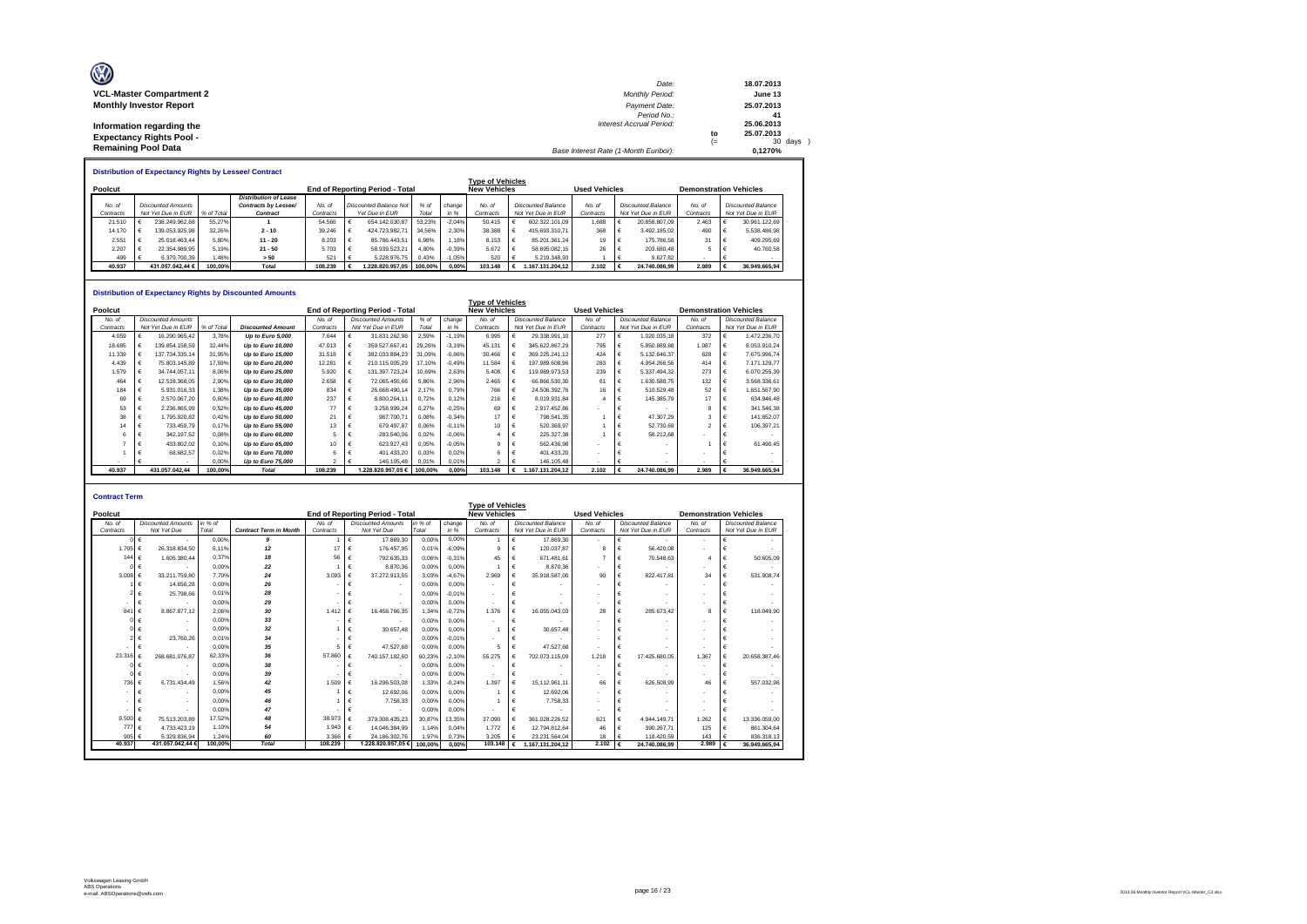**VCL-Master Compartment 2**
**Monthly Investor Report**

**Information regarding the Expectancy Rights Pool - Remaining Pool Data**

| | | |
|---|---|---|
| Date: | | 18.07.2013 |
| Monthly Period: | | June 13 |
| Payment Date: | | 25.07.2013 |
| Period No.: | | 41 |
| Interest Accrual Period: | | 25.06.2013 |
| | to | 25.07.2013 |
| | (= | 30 days ) |
| Base Interest Rate (1-Month Euribor): | | 0,1270% |

### Distribution of Expectancy Rights by Lessee/ Contract

| Poolcut | | | | End of Reporting Period - Total | | | | New Vehicles | | Used Vehicles | | Demonstration Vehicles | |
|---|---|---|---|---|---|---|---|---|---|---|---|---|---|
| No. of Contracts | Discounted Amounts Not Yet Due in EUR | % of Total | Distribution of Lease Contracts by Lessee/ Contract | No. of Contracts | Discounted Balance Not Yet Due in EUR | % of Total | change in % | No. of Contracts | Discounted Balance Not Yet Due in EUR | No. of Contracts | Discounted Balance Not Yet Due in EUR | No. of Contracts | Discounted Balance Not Yet Due in EUR |
| 21.510 | € 238.249.962,68 | 55,27% | 1 | 54.566 | € 654.142.030,87 | 53,23% | -2,04% | 50.415 | € 602.322.101,09 | 1.688 | € 20.858.807,09 | 2.463 | € 30.961.122,69 |
| 14.170 | € 139.053.925,98 | 32,26% | 2 - 10 | 39.246 | € 424.723.982,71 | 34,56% | 2,30% | 38.388 | € 415.693.310,71 | 368 | € 3.492.185,02 | 490 | € 5.538.486,98 |
| 2.551 | € 25.018.463,44 | 5,80% | 11 - 20 | 8.203 | € 85.786.443,51 | 6,98% | 1,18% | 8.153 | € 85.201.361,24 | 19 | € 175.786,58 | 31 | € 409.295,69 |
| 2.207 | € 22.354.989,95 | 5,19% | 21 - 50 | 5.703 | € 58.939.523,21 | 4,80% | -0,39% | 5.672 | € 58.695.082,15 | 26 | € 203.680,48 | 5 | € 40.760,58 |
| 499 | € 6.379.700,39 | 1,48% | > 50 | 521 | € 5.228.976,75 | 0,43% | -1,05% | 520 | € 5.219.348,93 | 1 | € 9.627,82 | - | € - |
| 40.937 | 431.057.042,44 € | 100,00% | Total | 108.239 | € 1.228.820.957,05 | 100,00% | 0,00% | 103.148 | € 1.167.131.204,12 | 2.102 | € 24.740.086,99 | 2.989 | € 36.949.665,94 |

### Distribution of Expectancy Rights by Discounted Amounts

| Poolcut | | | | End of Reporting Period - Total | | | | New Vehicles | | Used Vehicles | | Demonstration Vehicles | |
|---|---|---|---|---|---|---|---|---|---|---|---|---|---|
| No. of Contracts | Discounted Amounts Not Yet Due in EUR | % of Total | Discounted Amount | No. of Contracts | Discounted Amounts Not Yet Due in EUR | % of Total | change in % | No. of Contracts | Discounted Balance Not Yet Due in EUR | No. of Contracts | Discounted Balance Not Yet Due in EUR | No. of Contracts | Discounted Balance Not Yet Due in EUR |
| 4.059 | € 16.290.965,42 | 3,78% | Up to Euro 5,000 | 7.644 | € 31.831.262,98 | 2,59% | -1,19% | 6.995 | € 29.338.991,10 | 277 | € 1.020.035,18 | 372 | € 1.472.236,70 |
| 18.685 | € 139.854.158,59 | 32,44% | Up to Euro 10,000 | 47.013 | € 359.527.667,41 | 29,26% | -3,19% | 45.131 | € 345.622.867,29 | 795 | € 5.850.889,88 | 1.087 | € 8.053.910,24 |
| 11.339 | € 137.734.335,14 | 31,95% | Up to Euro 15,000 | 31.518 | € 382.033.884,23 | 31,09% | -0,86% | 30.466 | € 369.225.241,12 | 424 | € 5.132.646,37 | 628 | € 7.675.996,74 |
| 4.439 | € 75.803.145,89 | 17,59% | Up to Euro 20,000 | 12.281 | € 210.115.005,29 | 17,10% | -0,49% | 11.584 | € 197.989.608,96 | 283 | € 4.954.266,56 | 414 | € 7.171.129,77 |
| 1.579 | € 34.744.057,11 | 8,06% | Up to Euro 25,000 | 5.920 | € 131.397.723,24 | 10,69% | 2,63% | 5.408 | € 119.989.973,53 | 239 | € 5.337.494,32 | 273 | € 6.070.255,39 |
| 464 | € 12.518.368,05 | 2,90% | Up to Euro 30,000 | 2.658 | € 72.065.455,66 | 5,86% | 2,96% | 2.465 | € 66.866.530,30 | 61 | € 1.630.588,75 | 132 | € 3.568.336,61 |
| 184 | € 5.931.016,33 | 1,38% | Up to Euro 35,000 | 834 | € 26.668.490,14 | 2,17% | 0,79% | 766 | € 24.506.392,76 | 16 | € 510.529,48 | 52 | € 1.651.567,90 |
| 69 | € 2.570.067,20 | 0,60% | Up to Euro 40,000 | 237 | € 8.800.264,11 | 0,72% | 0,12% | 216 | € 8.019.931,84 | 4 | € 145.385,79 | 17 | € 634.946,48 |
| 53 | € 2.236.865,99 | 0,52% | Up to Euro 45,000 | 77 | € 3.258.999,24 | 0,27% | -0,25% | 69 | € 2.917.452,86 | - | € - | 8 | € 341.546,38 |
| 38 | € 1.795.920,82 | 0,42% | Up to Euro 50,000 | 21 | € 987.700,71 | 0,08% | -0,34% | 17 | € 798.541,35 | 1 | € 47.307,29 | 3 | € 141.852,07 |
| 14 | € 733.459,79 | 0,17% | Up to Euro 55,000 | 13 | € 679.497,87 | 0,06% | -0,11% | 10 | € 520.369,97 | 1 | € 52.730,69 | 2 | € 106.397,21 |
| 6 | € 342.197,52 | 0,08% | Up to Euro 60,000 | 5 | € 283.540,06 | 0,02% | -0,06% | 4 | € 225.327,38 | 1 | € 58.212,68 | - | € - |
| 7 | € 433.802,02 | 0,10% | Up to Euro 65,000 | 10 | € 623.927,43 | 0,05% | -0,05% | 9 | € 562.436,98 | - | € - | 1 | € 61.490,45 |
| 1 | € 68.682,57 | 0,02% | Up to Euro 70,000 | 6 | € 401.433,20 | 0,03% | 0,02% | 6 | € 401.433,20 | - | € - | - | € - |
| - | € - | 0,00% | Up to Euro 75,000 | 2 | € 146.105,48 | 0,01% | 0,01% | 2 | € 146.105,48 | - | € - | - | € - |
| 40.937 | 431.057.042,44 | 100,00% | Total | 108.239 | 1.228.820.957,05 € | 100,00% | 0,00% | 103.148 | € 1.167.131.204,12 | 2.102 | € 24.740.086,99 | 2.989 | € 36.949.665,94 |

### Contract Term

| Poolcut | | | | End of Reporting Period - Total | | | | New Vehicles | | Used Vehicles | | Demonstration Vehicles | |
|---|---|---|---|---|---|---|---|---|---|---|---|---|---|
| No. of Contracts | Discounted Amounts Not Yet Due | in % of Total | Contract Term in Month | No. of Contracts | Discounted Amounts Not Yet Due | in % of Total | change in % | No. of Contracts | Discounted Balance Not Yet Due in EUR | No. of Contracts | Discounted Balance Not Yet Due in EUR | No. of Contracts | Discounted Balance Not Yet Due in EUR |
| 0 | € - | 0,00% | 9 | 1 | € 17.869,30 | 0,00% | 0,00% | 1 | € 17.869,30 | - | € - | - | € - |
| 1.705 | € 26.318.834,50 | 6,11% | 12 | 17 | € 176.457,95 | 0,01% | -6,09% | 9 | € 120.037,87 | 8 | € 56.420,08 | - | € - |
| 144 | € 1.605.380,44 | 0,37% | 18 | 56 | € 792.635,33 | 0,06% | -0,31% | 45 | € 671.481,61 | 7 | € 70.548,63 | 4 | € 50.605,09 |
| 0 | € - | 0,00% | 22 | 1 | € 8.870,36 | 0,00% | 0,00% | 1 | € 8.870,36 | - | € - | - | € - |
| 3.008 | € 33.211.759,80 | 7,70% | 24 | 3.093 | € 37.272.913,55 | 3,03% | -4,67% | 2.969 | € 35.918.587,00 | 90 | € 822.417,81 | 34 | € 531.908,74 |
| 1 | € 14.656,28 | 0,00% | 26 | - | € - | 0,00% | 0,00% | - | € - | - | € - | - | € - |
| 2 | € 25.798,66 | 0,01% | 28 | - | € - | 0,00% | -0,01% | - | € - | - | € - | - | € - |
| - | € - | 0,00% | 29 | - | € - | 0,00% | 0,00% | - | € - | - | € - | - | € - |
| 841 | € 8.867.877,12 | 2,06% | 30 | 1.412 | € 16.458.766,35 | 1,34% | -0,72% | 1.376 | € 16.055.043,03 | 28 | € 285.673,42 | 8 | € 118.049,90 |
| 0 | € - | 0,00% | 33 | - | € - | 0,00% | 0,00% | - | € - | - | € - | - | € - |
| 0 | € - | 0,00% | 32 | 1 | € 30.657,48 | 0,00% | 0,00% | 1 | € 30.657,48 | - | € - | - | € - |
| 2 | € 23.760,26 | 0,01% | 34 | - | € - | 0,00% | -0,01% | - | € - | - | € - | - | € - |
| - | € - | 0,00% | 35 | 5 | € 47.527,68 | 0,00% | 0,00% | 5 | € 47.527,68 | - | € - | - | € - |
| 23.316 | € 268.681.076,87 | 62,33% | 36 | 57.860 | € 740.157.182,60 | 60,23% | -2,10% | 55.275 | € 702.073.115,09 | 1.218 | € 17.425.680,05 | 1.367 | € 20.658.387,46 |
| 0 | € - | 0,00% | 38 | - | € - | 0,00% | 0,00% | - | € - | - | € - | - | € - |
| 0 | € - | 0,00% | 39 | - | € - | 0,00% | 0,00% | - | € - | - | € - | - | € - |
| 736 | € 6.731.434,49 | 1,56% | 42 | 1.509 | € 16.296.503,08 | 1,33% | -0,24% | 1.397 | € 15.112.961,11 | 66 | € 626.508,99 | 46 | € 557.032,98 |
| - | € - | 0,00% | 45 | 1 | € 12.692,06 | 0,00% | 0,00% | 1 | € 12.692,06 | - | € - | - | € - |
| - | € - | 0,00% | 46 | 1 | € 7.758,33 | 0,00% | 0,00% | 1 | € 7.758,33 | - | € - | - | € - |
| - | € - | 0,00% | 47 | - | € - | 0,00% | 0,00% | - | € - | - | € - | - | € - |
| 9.500 | € 75.513.203,89 | 17,52% | 48 | 38.973 | € 379.308.435,23 | 30,87% | 13,35% | 37.090 | € 361.028.226,52 | 621 | € 4.944.149,71 | 1.262 | € 13.336.059,00 |
| 777 | € 4.733.423,19 | 1,10% | 54 | 1.943 | € 14.046.384,99 | 1,14% | 0,04% | 1.772 | € 12.794.812,64 | 46 | € 390.267,71 | 125 | € 861.304,64 |
| 905 | € 5.329.836,94 | 1,24% | 60 | 3.366 | € 24.186.302,76 | 1,97% | 0,73% | 3.205 | € 23.231.564,04 | 18 | € 118.420,59 | 143 | € 836.318,13 |
| 40.937 | 431.057.042,44 € | 100,00% | Total | 108.239 | 1.228.820.957,05 € | 100,00% | 0,00% | 103.148 | € 1.167.131.204,12 | 2.102 | € 24.740.086,99 | 2.989 | € 36.949.665,94 |

Volkswagen Leasing GmbH
ABS Operations
e-mail: ABSOperations@vwfs.com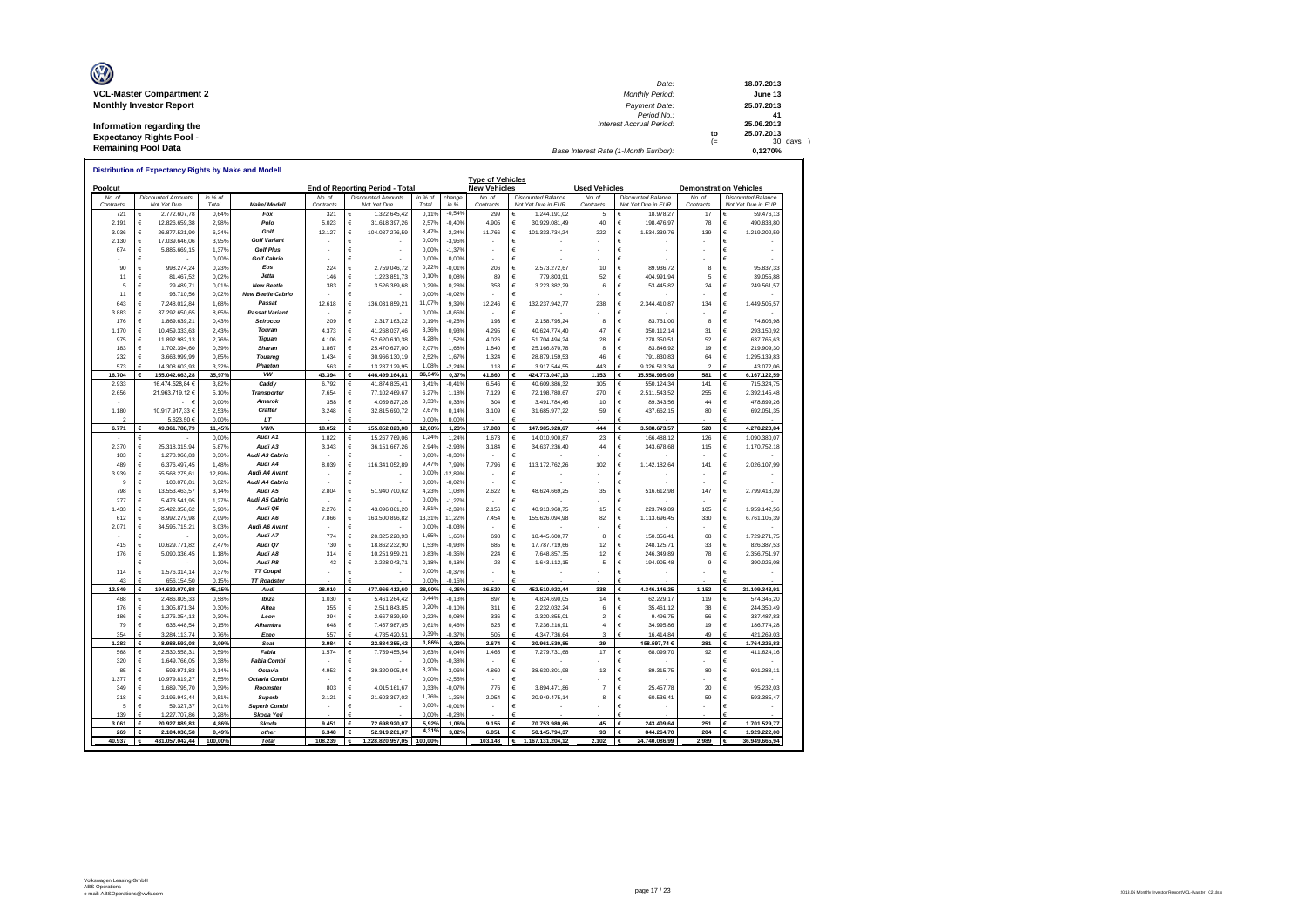**VCL-Master Compartment 2**
**Monthly Investor Report**

**Information regarding the Expectancy Rights Pool - Remaining Pool Data**

| | | |
|---|---|---|
| Date: | | 18.07.2013 |
| Monthly Period: | | June 13 |
| Payment Date: | | 25.07.2013 |
| Period No.: | | 41 |
| Interest Accrual Period: | | 25.06.2013 |
| | to | 25.07.2013 |
| | (= | 30 days ) |
| Base Interest Rate (1-Month Euribor): | | 0,1270% |

## Distribution of Expectancy Rights by Make and Modell

| Poolcut | | | | End of Reporting Period - Total | | | | Type of Vehicles: New Vehicles | | Used Vehicles | | Demonstration Vehicles | |
|---|---|---|---|---|---|---|---|---|---|---|---|---|---|
| No. of Contracts | Discounted Amounts Not Yet Due | in % of Total | Make/ Modell | No. of Contracts | Discounted Amounts Not Yet Due | in % of Total | change in % | No. of Contracts | Discounted Balance Not Yet Due in EUR | No. of Contracts | Discounted Balance Not Yet Due in EUR | No. of Contracts | Discounted Balance Not Yet Due in EUR |
| 721 | € 2.772.607,78 | 0,64% | Fox | 321 | € 1.322.645,42 | 0,11% | -0,54% | 299 | € 1.244.191,02 | 5 | € 18.978,27 | 17 | € 59.476,13 |
| 2.191 | € 12.826.659,38 | 2,98% | Polo | 5.023 | € 31.618.397,26 | 2,57% | -0,40% | 4.905 | € 30.929.081,49 | 40 | € 198.476,97 | 78 | € 490.838,80 |
| 3.036 | € 26.877.521,90 | 6,24% | Golf | 12.127 | € 104.087.276,59 | 8,47% | 2,24% | 11.766 | € 101.333.734,24 | 222 | € 1.534.339,76 | 139 | € 1.219.202,59 |
| 2.130 | € 17.039.646,06 | 3,95% | Golf Variant | - | € - | 0,00% | -3,95% | - | € - | - | € - | - | € - |
| 674 | € 5.885.669,15 | 1,37% | Golf Plus | - | € - | 0,00% | -1,37% | - | € - | - | € - | - | € - |
| - | € - | 0,00% | Golf Cabrio | - | € - | 0,00% | 0,00% | - | € - | - | € - | - | € - |
| 90 | € 998.274,24 | 0,23% | Eos | 224 | € 2.759.046,72 | 0,22% | -0,01% | 206 | € 2.573.272,67 | 10 | € 89.936,72 | 8 | € 95.837,33 |
| 11 | € 81.467,52 | 0,02% | Jetta | 146 | € 1.223.851,73 | 0,10% | 0,08% | 89 | € 779.803,91 | 52 | € 404.991,94 | 5 | € 39.055,88 |
| 5 | € 29.489,71 | 0,01% | New Beetle | 383 | € 3.526.389,68 | 0,29% | 0,28% | 353 | € 3.223.382,29 | 6 | € 53.445,82 | 24 | € 249.561,57 |
| 11 | € 93.710,56 | 0,02% | New Beetle Cabrio | - | € - | 0,00% | -0,02% | - | € - | - | € - | - | € - |
| 643 | € 7.248.012,84 | 1,68% | Passat | 12.618 | € 136.031.859,21 | 11,07% | 9,39% | 12.246 | € 132.237.942,77 | 238 | € 2.344.410,87 | 134 | € 1.449.505,57 |
| 3.883 | € 37.292.650,65 | 8,65% | Passat Variant | - | € - | 0,00% | -8,65% | - | € - | - | € - | - | € - |
| 176 | € 1.869.639,21 | 0,43% | Scirocco | 209 | € 2.317.163,22 | 0,19% | -0,25% | 193 | € 2.158.795,24 | 8 | € 83.761,00 | 8 | € 74.606,98 |
| 1.170 | € 10.459.333,63 | 2,43% | Touran | 4.373 | € 41.268.037,46 | 3,36% | 0,93% | 4.295 | € 40.624.774,40 | 47 | € 350.112,14 | 31 | € 293.150,92 |
| 975 | € 11.892.982,13 | 2,76% | Tiguan | 4.106 | € 52.620.610,38 | 4,28% | 1,52% | 4.026 | € 51.704.494,24 | 28 | € 278.350,51 | 52 | € 637.765,63 |
| 183 | € 1.702.394,60 | 0,39% | Sharan | 1.867 | € 25.470.627,00 | 2,07% | 1,68% | 1.840 | € 25.166.870,78 | 8 | € 83.846,92 | 19 | € 219.909,30 |
| 232 | € 3.663.999,99 | 0,85% | Touareg | 1.434 | € 30.966.130,19 | 2,52% | 1,67% | 1.324 | € 28.879.159,53 | 46 | € 791.830,83 | 64 | € 1.295.139,83 |
| 573 | € 14.308.603,93 | 3,32% | Phaeton | 563 | € 13.287.129,95 | 1,08% | -2,24% | 118 | € 3.917.544,55 | 443 | € 9.326.513,34 | 2 | € 43.072,06 |
| **16.704** | **€ 155.042.663,28** | **35,97%** | **VW** | **43.394** | **€ 446.499.164,81** | **36,34%** | **0,37%** | **41.660** | **€ 424.773.047,13** | **1.153** | **€ 15.558.995,09** | **581** | **€ 6.167.122,59** |
| 2.933 | 16.474.528,84 € | 3,82% | Caddy | 6.792 | € 41.874.835,41 | 3,41% | -0,41% | 6.546 | € 40.609.386,32 | 105 | € 550.124,34 | 141 | € 715.324,75 |
| 2.656 | 21.963.719,12 € | 5,10% | Transporter | 7.654 | € 77.102.469,67 | 6,27% | 1,18% | 7.129 | € 72.198.780,67 | 270 | € 2.511.543,52 | 255 | € 2.392.145,48 |
| - | - € | 0,00% | Amarok | 358 | € 4.059.827,26 | 0,33% | 0,33% | 304 | € 3.491.784,46 | 10 | € 89.343,56 | 44 | € 478.699,26 |
| 1.180 | 10.917.917,33 € | 2,53% | Crafter | 3.248 | € 32.815.690,72 | 2,67% | 0,14% | 3.109 | € 31.685.977,22 | 59 | € 437.662,15 | 80 | € 692.051,35 |
| 2 | 5.623,50 € | 0,00% | LT | - | € - | 0,00% | 0,00% | - | € - | - | € - | - | € - |
| **6.771** | **€ 49.361.788,79** | **11,45%** | **VWN** | **18.052** | **€ 155.852.823,08** | **12,68%** | **1,23%** | **17.088** | **€ 147.985.928,67** | **444** | **€ 3.588.673,57** | **520** | **€ 4.278.220,84** |
| - | € - | 0,00% | Audi A1 | 1.822 | € 15.267.769,06 | 1,24% | 1,24% | 1.673 | € 14.010.900,87 | 23 | € 166.488,12 | 126 | € 1.090.380,07 |
| 2.370 | € 25.318.315,94 | 5,87% | Audi A3 | 3.343 | € 36.151.667,26 | 2,94% | -2,93% | 3.184 | € 34.637.236,40 | 44 | € 343.678,68 | 115 | € 1.170.752,18 |
| 103 | € 1.278.966,83 | 0,30% | Audi A3 Cabrio | - | € - | 0,00% | -0,30% | - | € - | - | € - | - | € - |
| 489 | € 6.376.497,45 | 1,48% | Audi A4 | 8.039 | € 116.341.052,89 | 9,47% | 7,99% | 7.796 | € 113.172.762,26 | 102 | € 1.142.182,64 | 141 | € 2.026.107,99 |
| 3.939 | € 55.568.275,61 | 12,89% | Audi A4 Avant | - | € - | 0,00% | -12,89% | - | € - | - | € - | - | € - |
| 9 | € 100.078,81 | 0,02% | Audi A4 Cabrio | - | € - | 0,00% | -0,02% | - | € - | - | € - | - | € - |
| 798 | € 13.553.463,57 | 3,14% | Audi A5 | 2.804 | € 51.940.700,62 | 4,23% | 1,08% | 2.622 | € 48.624.669,25 | 35 | € 516.612,98 | 147 | € 2.799.418,39 |
| 277 | € 5.473.541,95 | 1,27% | Audi A5 Cabrio | - | € - | 0,00% | -1,27% | - | € - | - | € - | - | € - |
| 1.433 | € 25.422.358,62 | 5,90% | Audi Q5 | 2.276 | € 43.096.861,20 | 3,51% | -2,39% | 2.156 | € 40.913.968,75 | 15 | € 223.749,89 | 105 | € 1.959.142,56 |
| 612 | € 8.992.279,98 | 2,09% | Audi A6 | 7.866 | € 163.500.896,82 | 13,31% | 11,22% | 7.454 | € 155.626.094,98 | 82 | € 1.113.696,45 | 330 | € 6.761.105,39 |
| 2.071 | € 34.595.715,21 | 8,03% | Audi A6 Avant | - | € - | 0,00% | -8,03% | - | € - | - | € - | - | € - |
| - | € - | 0,00% | Audi A7 | 774 | € 20.325.228,93 | 1,65% | 1,65% | 698 | € 18.445.600,77 | 8 | € 150.356,41 | 68 | € 1.729.271,75 |
| 415 | € 10.629.771,82 | 2,47% | Audi Q7 | 730 | € 18.862.232,90 | 1,53% | -0,93% | 685 | € 17.787.719,66 | 12 | € 248.125,71 | 33 | € 826.387,53 |
| 176 | € 5.090.336,45 | 1,18% | Audi A8 | 314 | € 10.251.959,21 | 0,83% | -0,35% | 224 | € 7.648.857,35 | 12 | € 246.349,89 | 78 | € 2.356.751,97 |
| - | € - | 0,00% | Audi R8 | 42 | € 2.228.043,71 | 0,18% | 0,18% | 28 | € 1.643.112,15 | 5 | € 194.905,48 | 9 | € 390.026,08 |
| 114 | € 1.576.314,14 | 0,37% | TT Coupé | - | € - | 0,00% | -0,37% | - | € - | - | € - | - | € - |
| 43 | € 656.154,50 | 0,15% | TT Roadster | - | € - | 0,00% | -0,15% | - | € - | - | € - | - | € - |
| **12.849** | **€ 194.632.070,88** | **45,15%** | **Audi** | **28.010** | **€ 477.966.412,60** | **38,90%** | **-6,26%** | **26.520** | **€ 452.510.922,44** | **338** | **€ 4.346.146,25** | **1.152** | **€ 21.109.343,91** |
| 488 | € 2.486.805,33 | 0,58% | Ibiza | 1.030 | € 5.461.264,42 | 0,44% | -0,13% | 897 | € 4.824.690,05 | 14 | € 62.229,17 | 119 | € 574.345,20 |
| 176 | € 1.305.871,34 | 0,30% | Altea | 355 | € 2.511.843,85 | 0,20% | -0,10% | 311 | € 2.232.032,24 | 6 | € 35.461,12 | 38 | € 244.350,49 |
| 186 | € 1.276.354,13 | 0,30% | Leon | 394 | € 2.667.839,59 | 0,22% | -0,08% | 336 | € 2.320.855,01 | 2 | € 9.496,75 | 56 | € 337.487,83 |
| 79 | € 635.448,54 | 0,15% | Alhambra | 648 | € 7.457.987,05 | 0,61% | 0,46% | 625 | € 7.236.216,91 | 4 | € 34.995,86 | 19 | € 186.774,28 |
| 354 | € 3.284.113,74 | 0,76% | Exeo | 557 | € 4.785.420,51 | 0,39% | -0,37% | 505 | € 4.347.736,64 | 3 | € 16.414,84 | 49 | € 421.269,03 |
| **1.283** | **€ 8.988.593,08** | **2,09%** | **Seat** | **2.984** | **€ 22.884.355,42** | **1,86%** | **-0,22%** | **2.674** | **€ 20.961.530,85** | **29** | **158.597,74 €** | **281** | **€ 1.764.226,83** |
| 568 | € 2.530.558,31 | 0,59% | Fabia | 1.574 | € 7.759.455,54 | 0,63% | 0,04% | 1.465 | € 7.279.731,68 | 17 | € 68.099,70 | 92 | € 411.624,16 |
| 320 | € 1.649.766,05 | 0,38% | Fabia Combi | - | € - | 0,00% | -0,38% | - | € - | - | € - | - | € - |
| 85 | € 593.971,83 | 0,14% | Octavia | 4.953 | € 39.320.905,84 | 3,20% | 3,06% | 4.860 | € 38.630.301,98 | 13 | € 89.315,75 | 80 | € 601.288,11 |
| 1.377 | € 10.979.819,27 | 2,55% | Octavia Combi | - | € - | 0,00% | -2,55% | - | € - | - | € - | - | € - |
| 349 | € 1.689.795,70 | 0,39% | Roomster | 803 | € 4.015.161,67 | 0,33% | -0,07% | 776 | € 3.894.471,86 | 7 | € 25.457,78 | 20 | € 95.232,03 |
| 218 | € 2.196.943,44 | 0,51% | Superb | 2.121 | € 21.603.397,02 | 1,76% | 1,25% | 2.054 | € 20.949.475,14 | 8 | € 60.536,41 | 59 | € 593.385,47 |
| 5 | € 59.327,37 | 0,01% | Superb Combi | - | € - | 0,00% | -0,01% | - | € - | - | € - | - | € - |
| 139 | € 1.227.707,86 | 0,28% | Skoda Yeti | - | € - | 0,00% | -0,28% | - | € - | - | € - | - | € - |
| **3.061** | **€ 20.927.889,83** | **4,86%** | **Skoda** | **9.451** | **€ 72.698.920,07** | **5,92%** | **1,06%** | **9.155** | **€ 70.753.980,66** | **45** | **€ 243.409,64** | **251** | **€ 1.701.529,77** |
| **269** | **€ 2.104.036,58** | **0,49%** | **other** | **6.348** | **€ 52.919.281,07** | **4,31%** | **3,82%** | **6.051** | **€ 50.145.794,37** | **93** | **€ 844.264,70** | **204** | **€ 1.929.222,00** |
| **40.937** | **€ 431.057.042,44** | **100,00%** | **Total** | **108.239** | **€ 1.228.820.957,05** | **100,00%** | | **103.148** | **€ 1.167.131.204,12** | **2.102** | **€ 24.740.086,99** | **2.989** | **€ 36.949.665,94** |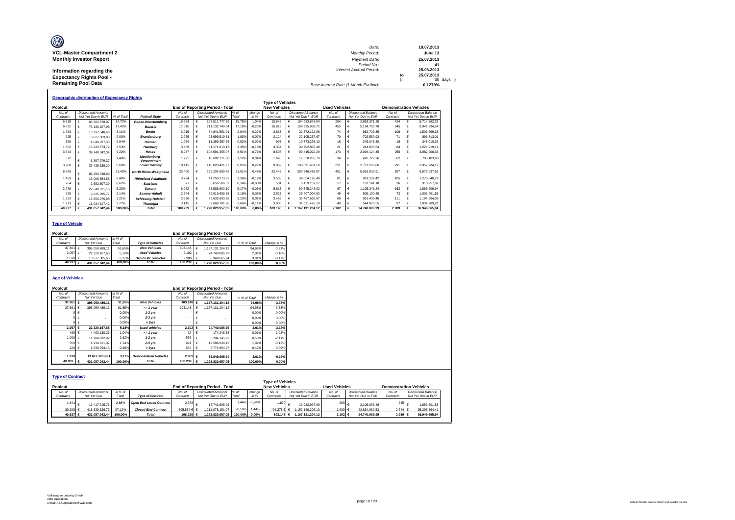**VCL-Master Compartment 2**
**Monthly Investor Report**

**Information regarding the Expectancy Rights Pool - Remaining Pool Data**

| | | |
|---|---|---|
| Date: | | 18.07.2013 |
| Monthly Period: | | June 13 |
| Payment Date: | | 25.07.2013 |
| Period No.: | | 41 |
| Interest Accrual Period: | | 25.06.2013 |
| | to | 25.07.2013 |
| | (= | 30 days ) |
| Base Interest Rate (1-Month Euribor): | | 0,1270% |

## Geographic distribution of Expectancy Rights

| Poolcut | | | | End of Reporting Period - Total | | | | Type of Vehicles: New Vehicles | | Used Vehicles | | Demonstration Vehicles | |
|---|---|---|---|---|---|---|---|---|---|---|---|---|---|
| No. of Contracts | Discounted Amounts Not Yet Due in EUR | % of Total | Federal State | No. of Contracts | Discounted Amounts Not Yet Due in EUR | % of Total | change in % | No. of Contracts | Discounted Balance Not Yet Due in EUR | No. of Contracts | Discounted Balance Not Yet Due in EUR | No. of Contracts | Discounted Balance Not Yet Due in EUR |
| 5.818 | € 63.382.878,97 | 14,70% | Baden-Wuerttemberg | 16.524 | € 193.511.777,65 | 15,75% | 1,04% | 15.846 | € 184.933.843,94 | 254 | € 2.863.371,38 | 424 | € 5.714.562,33 |
| 6.692 | € 75.130.927,98 | 17,43% | Bavaria | 17.615 | € 211.132.745,04 | 17,18% | -0,25% | 16.615 | € 198.995.959,72 | 455 | € 5.194.790,78 | 545 | € 6.941.994,54 |
| 1.263 | € 13.397.548,66 | 3,11% | Berlin | 3.015 | € 34.841.551,01 | 2,84% | -0,27% | 2.833 | € 32.372.122,88 | 74 | € 962.728,85 | 108 | € 1.506.699,28 |
| 925 | € 8.627.503,80 | 2,00% | Brandenburg | 2.265 | € 23.699.510,61 | 1,93% | -0,07% | 2.124 | € 22.105.237,67 | 70 | € 702.559,93 | 71 | € 891.713,01 |
| 389 | € 4.049.037,33 | 0,94% | Bremen | 1.034 | € 11.269.357,26 | 0,92% | -0,02% | 998 | € 10.773.298,13 | 18 | € 248.048,80 | 18 | € 248.010,33 |
| 1.362 | € 15.233.573,72 | 3,53% | Hamburg | 3.459 | € 41.171.813,13 | 3,35% | -0,18% | 3.354 | € 39.702.855,48 | 21 | € 244.038,54 | 84 | € 1.224.919,11 |
| 3.543 | € 39.748.342,34 | 9,22% | Hesse | 8.937 | € 104.591.355,07 | 8,51% | -0,71% | 8.508 | € 99.415.022,29 | 173 | € 2.094.124,45 | 256 | € 3.082.208,33 |
| 672 | € 6.397.079,37 | 1,48% | Mecklenburg-Vorpommern | 1.791 | € 18.682.111,68 | 1,52% | 0,04% | 1.695 | € 17.550.285,79 | 34 | € 426.722,26 | 62 | € 705.103,63 |
| 3.788 | € 37.435.339,20 | 8,68% | Lower Saxony | 10.411 | € 110.020.421,77 | 8,95% | 0,27% | 9.869 | € 103.891.401,59 | 251 | € 2.771.286,06 | 291 | € 3.357.734,12 |
| 8.849 | € 92.396.738,89 | 21,43% | North Rhine-Westphalia | 23.400 | € 269.234.559,49 | 21,91% | 0,48% | 22.442 | € 257.646.488,97 | 401 | € 5.016.032,61 | 557 | € 6.572.037,91 |
| 1.469 | € 15.006.654,55 | 3,48% | Rhineland-Palatinate | 3.724 | € 41.250.273,62 | 3,36% | -0,12% | 3.538 | € 39.054.195,48 | 81 | € 919.237,42 | 105 | € 1.276.840,72 |
| 264 | € 2.682.607,30 | 0,62% | Saarland | 577 | € 6.656.506,32 | 0,54% | -0,08% | 534 | € 6.159.107,27 | 17 | € 187.141,18 | 26 | € 310.257,87 |
| 2.279 | € 22.549.321,16 | 5,23% | Saxony | 6.062 | € 63.535.802,10 | 5,17% | -0,06% | 5.813 | € 60.545.243,92 | 87 | € 1.105.348,24 | 162 | € 1.885.209,94 |
| 998 | € 9.235.095,77 | 2,14% | Saxony-Anhalt | 2.644 | € 26.919.686,88 | 2,19% | 0,05% | 2.523 | € 25.407.004,82 | 49 | € 509.190,48 | 72 | € 1.003.491,58 |
| 1.353 | € 13.850.075,98 | 3,21% | Schleswig-Holstein | 3.636 | € 39.633.693,56 | 3,23% | 0,01% | 3.456 | € 37.487.660,07 | 69 | € 951.439,46 | 111 | € 1.194.594,03 |
| 1.273 | € 11.934.317,42 | 2,77% | Thuringia | 3.145 | € 32.669.791,86 | 2,66% | -0,11% | 3.000 | € 31.091.476,10 | 48 | € 544.026,55 | 97 | € 1.034.289,21 |
| 40.937 | € 431.057.042,44 | 100,00% | Total | 108.239 | € 1.228.820.957,05 | 100,00% | 0,00% | 103.148 | € 1.167.131.204,12 | 2.102 | € 24.740.086,99 | 2.989 | € 36.949.665,94 |

## Type of Vehicle

| Poolcut | | | | End of Reporting Period - Total | | | |
|---|---|---|---|---|---|---|---|
| No. of Contracts | Discounted Amounts Not Yet Due | in % of Total | Type of Vehicles | No. of Contracts | Discounted Amounts Not Yet Due | in % of Total | change in % |
| 37.861 | € 395.059.489,11 | 91,65% | New Vehicles | 103.148 | € 1.167.131.204,12 | 94,98% | 3,33% |
| 2.057 | € 22.320.167,68 | 5,18% | Used Vehicles | 2.102 | € 24.740.086,99 | 2,01% | -3,16% |
| 1.019 | € 13.677.385,65 | 3,17% | Demonstr. Vehicles | 2.989 | € 36.949.665,94 | 3,01% | -0,17% |
| 40.937 | € 431.057.042,44 | 100,00% | Total | 108.239 | € 1.228.820.957,05 | 100,00% | 0,00% |

## Age of Vehicles

| Poolcut | | | | End of Reporting Period - Total | | | |
|---|---|---|---|---|---|---|---|
| No. of Contracts | Discounted Amounts Not Yet Due | in % of Total | | No. of Contracts | Discounted Amounts Not Yet Due | in % of Total | change in % |
| 37.861 | € 395.059.489,11 | 91,65% | New Vehicles | 103.148 | € 1.167.131.204,12 | 94,98% | 3,33% |
| 37.861 | € 395.059.489,11 | 91,65% | <= 1 year | 103.148 | € 1.167.131.204,12 | 94,98% | 3,33% |
| 0 | € - | 0,00% | 1-2 yrs | - | € - | 0,00% | 0,00% |
| 0 | € - | 0,00% | 2-3 yrs | - | € - | 0,00% | 0,00% |
| 0 | € - | 0,00% | > 3yrs | - | € - | 0,00% | 0,00% |
| 2.057 | € 22.320.167,68 | 5,18% | Used vehicles | 2.102 | € 24.740.086,99 | 2,01% | -3,16% |
| 469 | € 4.462.130,26 | 1,04% | <= 1 year | 22 | € 174.248,38 | 0,01% | -1,02% |
| 1.009 | € 11.284.632,92 | 2,62% | 1-2 yrs | 576 | € 6.204.145,92 | 0,50% | -2,11% |
| 359 | € 4.934.611,37 | 1,14% | 2-3 yrs | 924 | € 12.586.838,42 | 1,02% | -0,12% |
| 220 | € 1.638.793,13 | 0,38% | > 3yrs | 580 | € 5.774.854,27 | 0,47% | 0,09% |
| 1.019 | 13.677.385,65 € | 3,17% | Demonstation Vehicles | 2.989 | € 36.949.665,94 | 3,01% | -0,17% |
| 40.937 | € 431.057.042,44 | 100,00% | Total | 108.239 | € 1.228.820.957,05 | 100,00% | 0,00% |

## Type of Contract

| Poolcut | | | | End of Reporting Period - Total | | | | Type of Vehicles: New Vehicles | | Used Vehicles | | Demonstration Vehicles | |
|---|---|---|---|---|---|---|---|---|---|---|---|---|---|
| No. of Contracts | Discounted Amounts Not Yet Due | in % of Total | Type of Contract | No. of Contracts | Discounted Amounts Not Yet Due in EUR | % of Total | change in % | No. of Contracts | Discounted Balance Not Yet Due in EUR | No. of Contracts | Discounted Balance Not Yet Due in EUR | No. of Contracts | Discounted Balance Not Yet Due in EUR |
| 1.641 | € 12.417.715,71 | 2,88% | Open End Lease Contract | 2.378 | € 17.742.805,98 | 1,44% | -1,44% | 1.870 | € 13.982.997,99 | 263 | € 2.106.006,46 | 245 | € 1.653.801,53 |
| 39.296 | € 418.639.326,73 | 97,12% | Closed End Contract | 105.861 | € 1.211.078.151,07 | 98,56% | 1,44% | 101.278 | € 1.153.148.206,13 | 1.839 | € 22.634.080,53 | 2.744 | € 35.295.864,41 |
| 40.937 | € 431.057.042,44 | 100,00% | Total | 108.239 | € 1.228.820.957,05 | 100,00% | 0,00% | 103.148 | € 1.167.131.204,12 | 2.102 | € 24.740.086,99 | 2.989 | € 36.949.665,94 |

Volkswagen Leasing GmbH
ABS Operations
e-mail: ABSOperations@vwfs.com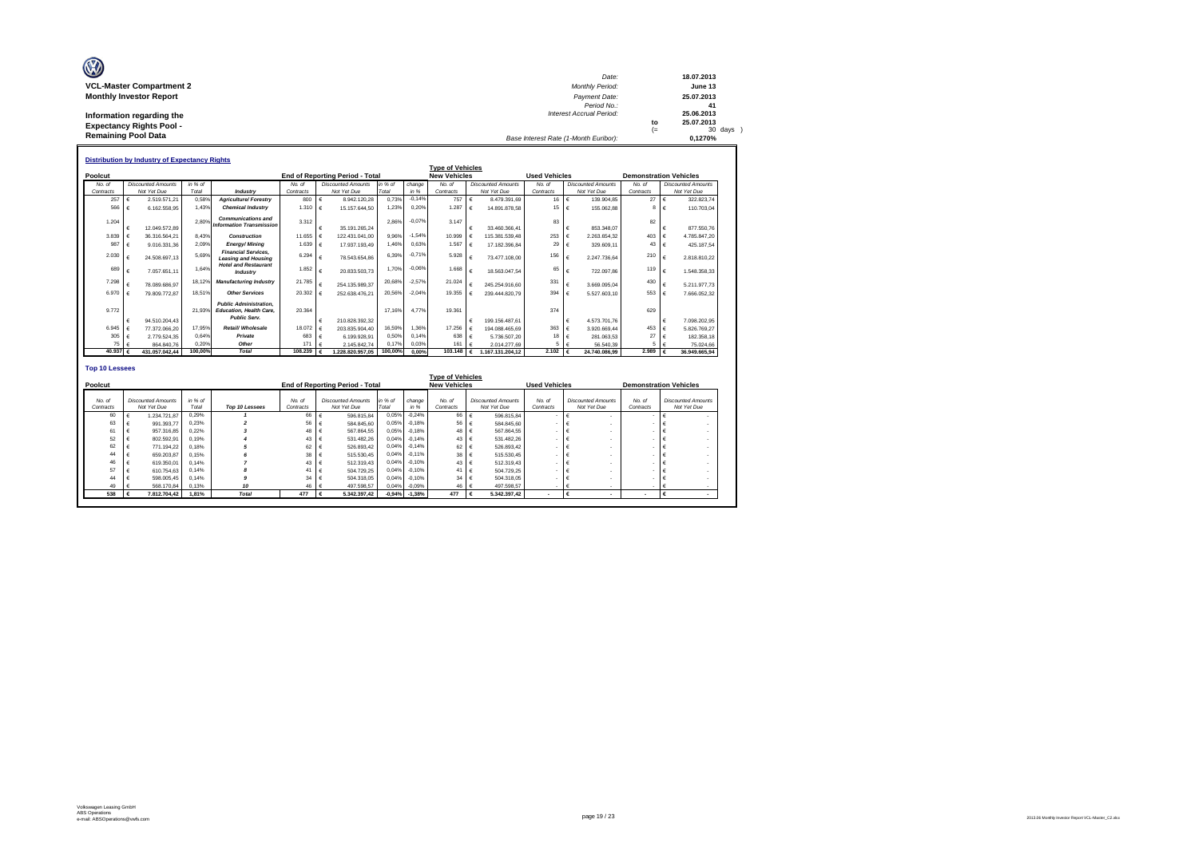**VCL-Master Compartment 2**
**Monthly Investor Report**

**Information regarding the Expectancy Rights Pool - Remaining Pool Data**

| | | | |
|---|---|---|---|
| Date: | | 18.07.2013 | |
| Monthly Period: | | June 13 | |
| Payment Date: | | 25.07.2013 | |
| Period No.: | | 41 | |
| Interest Accrual Period: | | 25.06.2013 | |
| | to | 25.07.2013 | |
| | (= | 30 | days ) |
| Base Interest Rate (1-Month Euribor): | | 0,1270% | |

### Distribution by Industry of Expectancy Rights

| Poolcut | | | | End of Reporting Period - Total | | | | Type of Vehicles: New Vehicles | | Used Vehicles | | Demonstration Vehicles | |
|---|---|---|---|---|---|---|---|---|---|---|---|---|---|
| No. of Contracts | Discounted Amounts Not Yet Due | in % of Total | Industry | No. of Contracts | Discounted Amounts Not Yet Due | in % of Total | change in % | No. of Contracts | Discounted Amounts Not Yet Due | No. of Contracts | Discounted Amounts Not Yet Due | No. of Contracts | Discounted Amounts Not Yet Due |
| 257 | € 2.519.571,21 | 0,58% | Agriculture/ Forestry | 800 | € 8.942.120,28 | 0,73% | -0,14% | 757 | € 8.479.391,69 | 16 | € 139.904,85 | 27 | € 322.823,74 |
| 566 | € 6.162.558,95 | 1,43% | Chemical Industry | 1.310 | € 15.157.644,50 | 1,23% | 0,20% | 1.287 | € 14.891.878,58 | 15 | € 155.062,88 | 8 | € 110.703,04 |
| 1.204 | € 12.049.572,89 | 2,80% | Communications and Information Transmission | 3.312 | € 35.191.265,24 | 2,86% | -0,07% | 3.147 | € 33.460.366,41 | 83 | € 853.348,07 | 82 | € 877.550,76 |
| 3.839 | € 36.316.564,21 | 8,43% | Construction | 11.655 | € 122.431.041,00 | 9,96% | -1,54% | 10.999 | € 115.381.539,48 | 253 | € 2.263.654,32 | 403 | € 4.785.847,20 |
| 987 | € 9.016.331,36 | 2,09% | Energy/ Mining | 1.639 | € 17.937.193,49 | 1,46% | 0,63% | 1.567 | € 17.182.396,84 | 29 | € 329.609,11 | 43 | € 425.187,54 |
| 2.030 | € 24.508.697,13 | 5,69% | Financial Services, Leasing and Housing | 6.294 | € 78.543.654,86 | 6,39% | -0,71% | 5.928 | € 73.477.108,00 | 156 | € 2.247.736,64 | 210 | € 2.818.810,22 |
| 689 | € 7.057.651,11 | 1,64% | Hotel and Restaurant Industry | 1.852 | € 20.833.503,73 | 1,70% | -0,06% | 1.668 | € 18.563.047,54 | 65 | € 722.097,86 | 119 | € 1.548.358,33 |
| 7.298 | € 78.089.686,97 | 18,12% | Manufacturing Industry | 21.785 | € 254.135.989,37 | 20,68% | -2,57% | 21.024 | € 245.254.916,60 | 331 | € 3.669.095,04 | 430 | € 5.211.977,73 |
| 6.970 | € 79.809.772,87 | 18,51% | Other Services | 20.302 | € 252.638.476,21 | 20,56% | -2,04% | 19.355 | € 239.444.820,79 | 394 | € 5.527.603,10 | 553 | € 7.666.052,32 |
| 9.772 | € 94.510.204,43 | 21,93% | Public Administration, Education, Health Care, Public Serv. | 20.364 | € 210.828.392,32 | 17,16% | 4,77% | 19.361 | € 199.156.487,61 | 374 | € 4.573.701,76 | 629 | € 7.098.202,95 |
| 6.945 | € 77.372.066,20 | 17,95% | Retail/ Wholesale | 18.072 | € 203.835.904,40 | 16,59% | 1,36% | 17.256 | € 194.088.465,69 | 363 | € 3.920.669,44 | 453 | € 5.826.769,27 |
| 305 | € 2.779.524,35 | 0,64% | Private | 683 | € 6.199.928,91 | 0,50% | 0,14% | 638 | € 5.736.507,20 | 18 | € 281.063,53 | 27 | € 182.358,18 |
| 75 | € 864.840,76 | 0,20% | Other | 171 | € 2.145.842,74 | 0,17% | 0,03% | 161 | € 2.014.277,69 | 5 | € 56.540,39 | 5 | € 75.024,66 |
| 40.937 | € 431.057.042,44 | 100,00% | Total | 108.239 | € 1.228.820.957,05 | 100,00% | 0,00% | 103.148 | € 1.167.131.204,12 | 2.102 | € 24.740.086,99 | 2.989 | € 36.949.665,94 |

### Top 10 Lessees

| Poolcut | | | | End of Reporting Period - Total | | | | Type of Vehicles: New Vehicles | | Used Vehicles | | Demonstration Vehicles | |
|---|---|---|---|---|---|---|---|---|---|---|---|---|---|
| No. of Contracts | Discounted Amounts Not Yet Due | in % of Total | Top 10 Lessees | No. of Contracts | Discounted Amounts Not Yet Due | in % of Total | change in % | No. of Contracts | Discounted Amounts Not Yet Due | No. of Contracts | Discounted Amounts Not Yet Due | No. of Contracts | Discounted Amounts Not Yet Due |
| 60 | € 1.234.721,87 | 0,29% | 1 | 66 | € 596.815,84 | 0,05% | -0,24% | 66 | € 596.815,84 | - | € - | - | € - |
| 63 | € 991.393,77 | 0,23% | 2 | 56 | € 584.845,60 | 0,05% | -0,18% | 56 | € 584.845,60 | - | € - | - | € - |
| 61 | € 957.316,85 | 0,22% | 3 | 48 | € 567.864,55 | 0,05% | -0,18% | 48 | € 567.864,55 | - | € - | - | € - |
| 52 | € 802.592,91 | 0,19% | 4 | 43 | € 531.482,26 | 0,04% | -0,14% | 43 | € 531.482,26 | - | € - | - | € - |
| 62 | € 771.194,22 | 0,18% | 5 | 62 | € 526.893,42 | 0,04% | -0,14% | 62 | € 526.893,42 | - | € - | - | € - |
| 44 | € 659.203,87 | 0,15% | 6 | 38 | € 515.530,45 | 0,04% | -0,11% | 38 | € 515.530,45 | - | € - | - | € - |
| 46 | € 619.350,01 | 0,14% | 7 | 43 | € 512.319,43 | 0,04% | -0,10% | 43 | € 512.319,43 | - | € - | - | € - |
| 57 | € 610.754,63 | 0,14% | 8 | 41 | € 504.729,25 | 0,04% | -0,10% | 41 | € 504.729,25 | - | € - | - | € - |
| 44 | € 598.005,45 | 0,14% | 9 | 34 | € 504.318,05 | 0,04% | -0,10% | 34 | € 504.318,05 | - | € - | - | € - |
| 49 | € 568.170,84 | 0,13% | 10 | 46 | € 497.598,57 | 0,04% | -0,09% | 46 | € 497.598,57 | - | € - | - | € - |
| 538 | € 7.812.704,42 | 1,81% | Total | 477 | € 5.342.397,42 | -0,94% | -1,38% | 477 | € 5.342.397,42 | - | € - | - | € - |

Volkswagen Leasing GmbH
ABS Operations
e-mail: ABSOperations@vwfs.com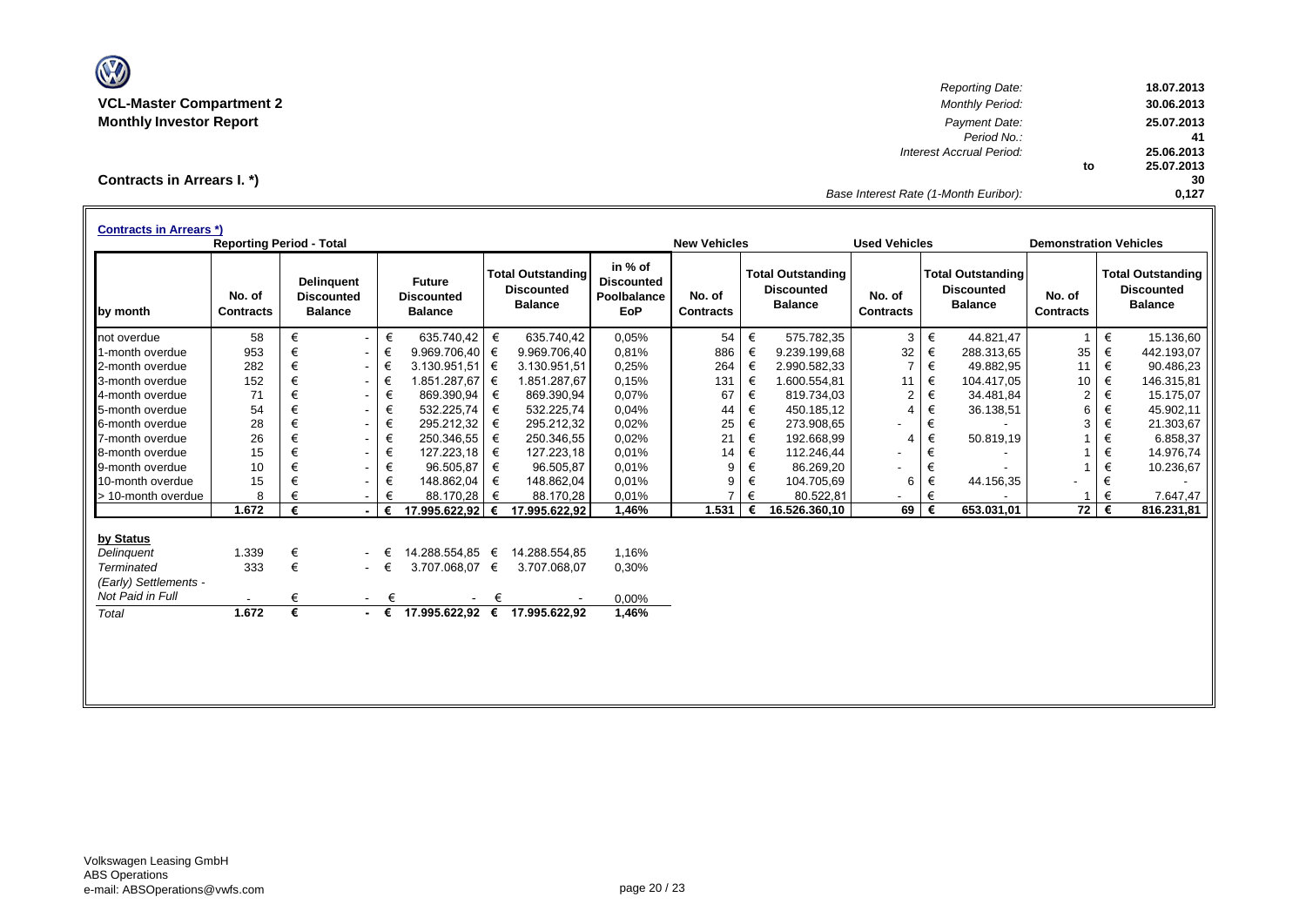**VCL-Master Compartment 2**
**Monthly Investor Report**

| | | |
|---|---|---|
| *Reporting Date:* | | **18.07.2013** |
| *Monthly Period:* | | **30.06.2013** |
| *Payment Date:* | | **25.07.2013** |
| *Period No.:* | | **41** |
| *Interest Accrual Period:* | | **25.06.2013** |
| | to | **25.07.2013** |
| | | **30** |
| *Base Interest Rate (1-Month Euribor):* | | **0,127** |

## Contracts in Arrears I. *)

**Contracts in Arrears *)**

| | Reporting Period - Total | | | | | New Vehicles | | Used Vehicles | | Demonstration Vehicles | |
|---|---|---|---|---|---|---|---|---|---|---|---|
| **by month** | **No. of Contracts** | **Delinquent Discounted Balance** | **Future Discounted Balance** | **Total Outstanding Discounted Balance** | **in % of Discounted Poolbalance EoP** | **No. of Contracts** | **Total Outstanding Discounted Balance** | **No. of Contracts** | **Total Outstanding Discounted Balance** | **No. of Contracts** | **Total Outstanding Discounted Balance** |
| not overdue | 58 | € - | € 635.740,42 | € 635.740,42 | 0,05% | 54 | € 575.782,35 | 3 | € 44.821,47 | 1 | € 15.136,60 |
| 1-month overdue | 953 | € - | € 9.969.706,40 | € 9.969.706,40 | 0,81% | 886 | € 9.239.199,68 | 32 | € 288.313,65 | 35 | € 442.193,07 |
| 2-month overdue | 282 | € - | € 3.130.951,51 | € 3.130.951,51 | 0,25% | 264 | € 2.990.582,33 | 7 | € 49.882,95 | 11 | € 90.486,23 |
| 3-month overdue | 152 | € - | € 1.851.287,67 | € 1.851.287,67 | 0,15% | 131 | € 1.600.554,81 | 11 | € 104.417,05 | 10 | € 146.315,81 |
| 4-month overdue | 71 | € - | € 869.390,94 | € 869.390,94 | 0,07% | 67 | € 819.734,03 | 2 | € 34.481,84 | 2 | € 15.175,07 |
| 5-month overdue | 54 | € - | € 532.225,74 | € 532.225,74 | 0,04% | 44 | € 450.185,12 | 4 | € 36.138,51 | 6 | € 45.902,11 |
| 6-month overdue | 28 | € - | € 295.212,32 | € 295.212,32 | 0,02% | 25 | € 273.908,65 | - | € - | 3 | € 21.303,67 |
| 7-month overdue | 26 | € - | € 250.346,55 | € 250.346,55 | 0,02% | 21 | € 192.668,99 | 4 | € 50.819,19 | 1 | € 6.858,37 |
| 8-month overdue | 15 | € - | € 127.223,18 | € 127.223,18 | 0,01% | 14 | € 112.246,44 | - | € - | 1 | € 14.976,74 |
| 9-month overdue | 10 | € - | € 96.505,87 | € 96.505,87 | 0,01% | 9 | € 86.269,20 | - | € - | 1 | € 10.236,67 |
| 10-month overdue | 15 | € - | € 148.862,04 | € 148.862,04 | 0,01% | 9 | € 104.705,69 | 6 | € 44.156,35 | - | € - |
| > 10-month overdue | 8 | € - | € 88.170,28 | € 88.170,28 | 0,01% | 7 | € 80.522,81 | - | € - | 1 | € 7.647,47 |
| | **1.672** | **€ -** | **€ 17.995.622,92** | **€ 17.995.622,92** | **1,46%** | **1.531** | **€ 16.526.360,10** | **69** | **€ 653.031,01** | **72** | **€ 816.231,81** |

| **by Status** | | | | | |
|---|---|---|---|---|---|
| *Delinquent* | 1.339 | € - | € 14.288.554,85 | € 14.288.554,85 | 1,16% |
| *Terminated* | 333 | € - | € 3.707.068,07 | € 3.707.068,07 | 0,30% |
| *(Early) Settlements - Not Paid in Full* | - | € - | € - | € - | 0,00% |
| *Total* | **1.672** | **€ -** | **€ 17.995.622,92** | **€ 17.995.622,92** | **1,46%** |

Volkswagen Leasing GmbH
ABS Operations
e-mail: ABSOperations@vwfs.com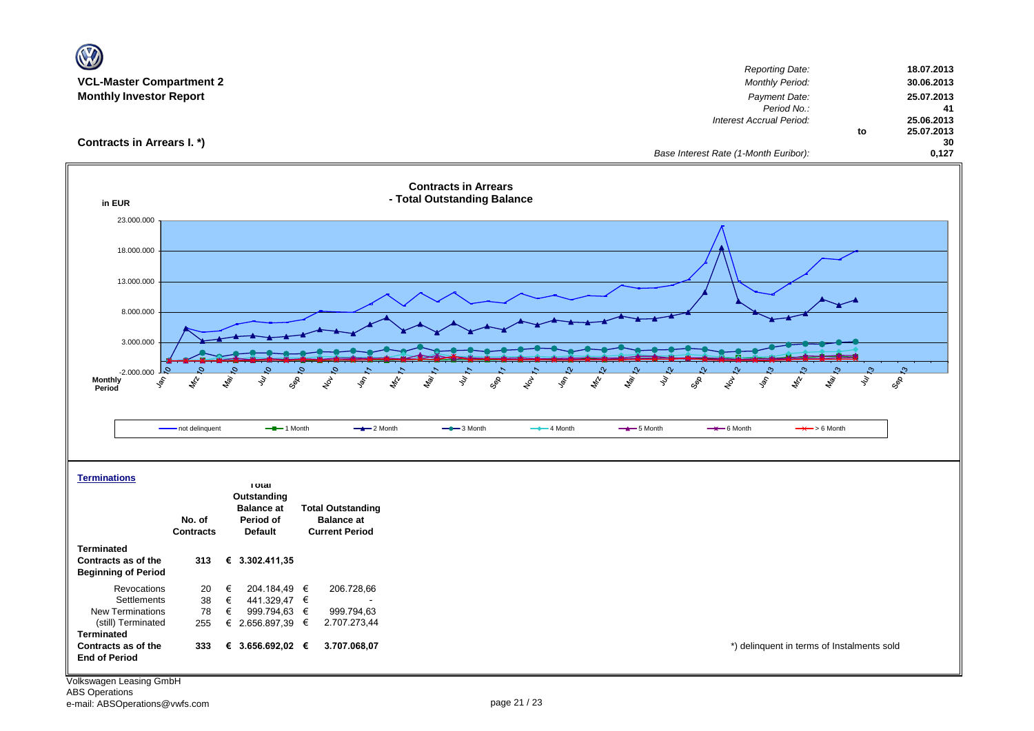**VCL-Master Compartment 2**
**Monthly Investor Report**

| | | |
|---|---|---|
| *Reporting Date:* | | 18.07.2013 |
| *Monthly Period:* | | 30.06.2013 |
| *Payment Date:* | | 25.07.2013 |
| *Period No.:* | | 41 |
| *Interest Accrual Period:* | | 25.06.2013 |
| | to | 25.07.2013 |
| | | 30 |
| *Base Interest Rate (1-Month Euribor):* | | 0,127 |

## Contracts in Arrears I. *)

**Contracts in Arrears - Total Outstanding Balance**

in EUR

Legend: not delinquent, 1 Month, 2 Month, 3 Month, 4 Month, 5 Month, 6 Month, > 6 Month

### Terminations

| | No. of Contracts | | Total Outstanding Balance at Period of Default | | Total Outstanding Balance at Current Period |
|---|---|---|---|---|---|
| **Terminated Contracts as of the Beginning of Period** | **313** | **€** | **3.302.411,35** | | |
| Revocations | 20 | € | 204.184,49 | € | 206.728,66 |
| Settlements | 38 | € | 441.329,47 | € | - |
| New Terminations | 78 | € | 999.794,63 | € | 999.794,63 |
| (still) Terminated | 255 | € | 2.656.897,39 | € | 2.707.273,44 |
| **Terminated Contracts as of the End of Period** | **333** | **€** | **3.656.692,02** | **€** | **3.707.068,07** |

*) delinquent in terms of Instalments sold

Volkswagen Leasing GmbH
ABS Operations
e-mail: ABSOperations@vwfs.com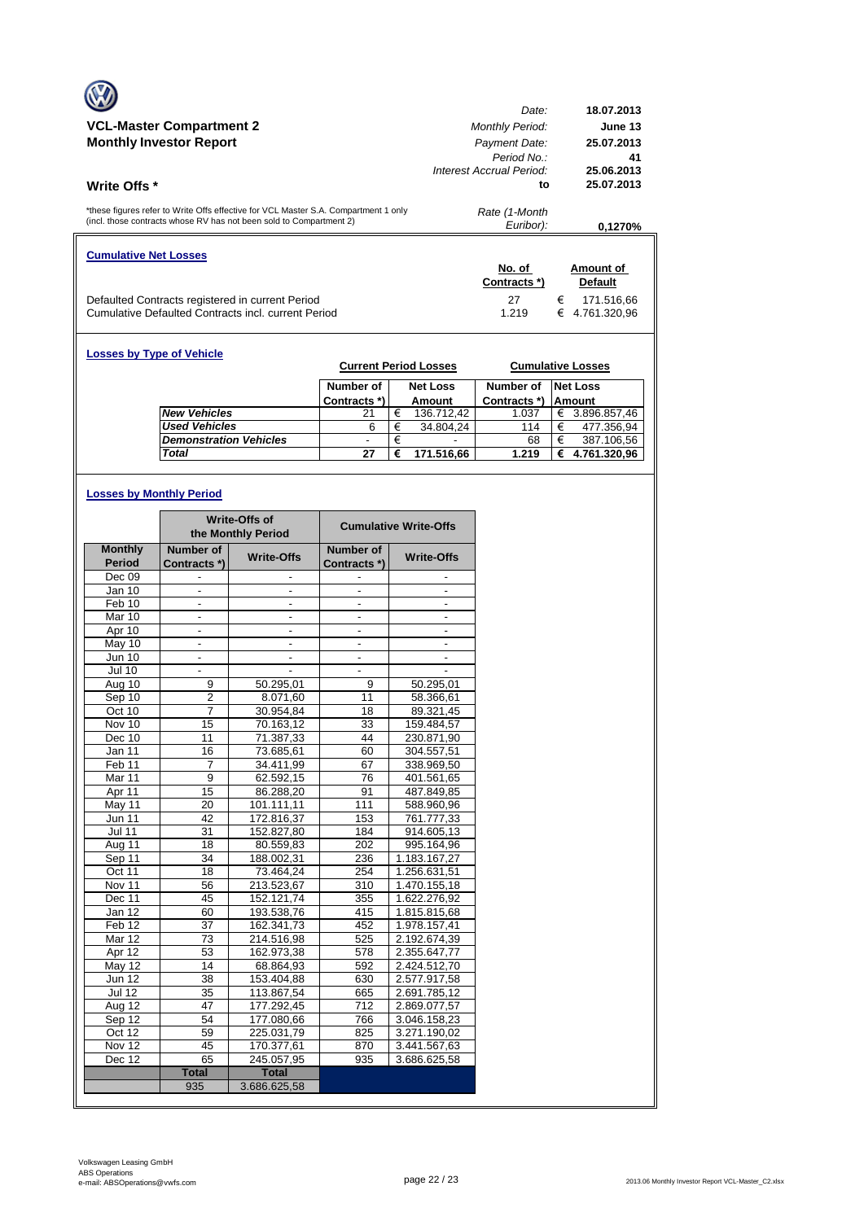## VCL-Master Compartment 2
## Monthly Investor Report

| | |
|---|---|
| *Date:* | **18.07.2013** |
| *Monthly Period:* | **June 13** |
| *Payment Date:* | **25.07.2013** |
| *Period No.:* | **41** |
| *Interest Accrual Period:* | **25.06.2013** |
| **to** | **25.07.2013** |
| *Rate (1-Month Euribor):* | **0,1270%** |

### Write Offs *

*these figures refer to Write Offs effective for VCL Master S.A. Compartment 1 only (incl. those contracts whose RV has not been sold to Compartment 2)

### Cumulative Net Losses

| | No. of Contracts *) | Amount of Default |
|---|---|---|
| Defaulted Contracts registered in current Period | 27 | € 171.516,66 |
| Cumulative Defaulted Contracts incl. current Period | 1.219 | € 4.761.320,96 |

### Losses by Type of Vehicle

| | Current Period Losses | | Cumulative Losses | |
|---|---|---|---|---|
| | Number of Contracts *) | Net Loss Amount | Number of Contracts *) | Net Loss Amount |
| *New Vehicles* | 21 | € 136.712,42 | 1.037 | € 3.896.857,46 |
| *Used Vehicles* | 6 | € 34.804,24 | 114 | € 477.356,94 |
| *Demonstration Vehicles* | - | € - | 68 | € 387.106,56 |
| ***Total*** | **27** | **€ 171.516,66** | **1.219** | **€ 4.761.320,96** |

### Losses by Monthly Period

| | Write-Offs of the Monthly Period | | Cumulative Write-Offs | |
|---|---|---|---|---|
| Monthly Period | Number of Contracts *) | Write-Offs | Number of Contracts *) | Write-Offs |
| Dec 09 | - | - | - | - |
| Jan 10 | - | - | - | - |
| Feb 10 | - | - | - | - |
| Mar 10 | - | - | - | - |
| Apr 10 | - | - | - | - |
| May 10 | - | - | - | - |
| Jun 10 | - | - | - | - |
| Jul 10 | - | - | - | - |
| Aug 10 | 9 | 50.295,01 | 9 | 50.295,01 |
| Sep 10 | 2 | 8.071,60 | 11 | 58.366,61 |
| Oct 10 | 7 | 30.954,84 | 18 | 89.321,45 |
| Nov 10 | 15 | 70.163,12 | 33 | 159.484,57 |
| Dec 10 | 11 | 71.387,33 | 44 | 230.871,90 |
| Jan 11 | 16 | 73.685,61 | 60 | 304.557,51 |
| Feb 11 | 7 | 34.411,99 | 67 | 338.969,50 |
| Mar 11 | 9 | 62.592,15 | 76 | 401.561,65 |
| Apr 11 | 15 | 86.288,20 | 91 | 487.849,85 |
| May 11 | 20 | 101.111,11 | 111 | 588.960,96 |
| Jun 11 | 42 | 172.816,37 | 153 | 761.777,33 |
| Jul 11 | 31 | 152.827,80 | 184 | 914.605,13 |
| Aug 11 | 18 | 80.559,83 | 202 | 995.164,96 |
| Sep 11 | 34 | 188.002,31 | 236 | 1.183.167,27 |
| Oct 11 | 18 | 73.464,24 | 254 | 1.256.631,51 |
| Nov 11 | 56 | 213.523,67 | 310 | 1.470.155,18 |
| Dec 11 | 45 | 152.121,74 | 355 | 1.622.276,92 |
| Jan 12 | 60 | 193.538,76 | 415 | 1.815.815,68 |
| Feb 12 | 37 | 162.341,73 | 452 | 1.978.157,41 |
| Mar 12 | 73 | 214.516,98 | 525 | 2.192.674,39 |
| Apr 12 | 53 | 162.973,38 | 578 | 2.355.647,77 |
| May 12 | 14 | 68.864,93 | 592 | 2.424.512,70 |
| Jun 12 | 38 | 153.404,88 | 630 | 2.577.917,58 |
| Jul 12 | 35 | 113.867,54 | 665 | 2.691.785,12 |
| Aug 12 | 47 | 177.292,45 | 712 | 2.869.077,57 |
| Sep 12 | 54 | 177.080,66 | 766 | 3.046.158,23 |
| Oct 12 | 59 | 225.031,79 | 825 | 3.271.190,02 |
| Nov 12 | 45 | 170.377,61 | 870 | 3.441.567,63 |
| Dec 12 | 65 | 245.057,95 | 935 | 3.686.625,58 |
| | **Total** | **Total** | | |
| | 935 | 3.686.625,58 | | |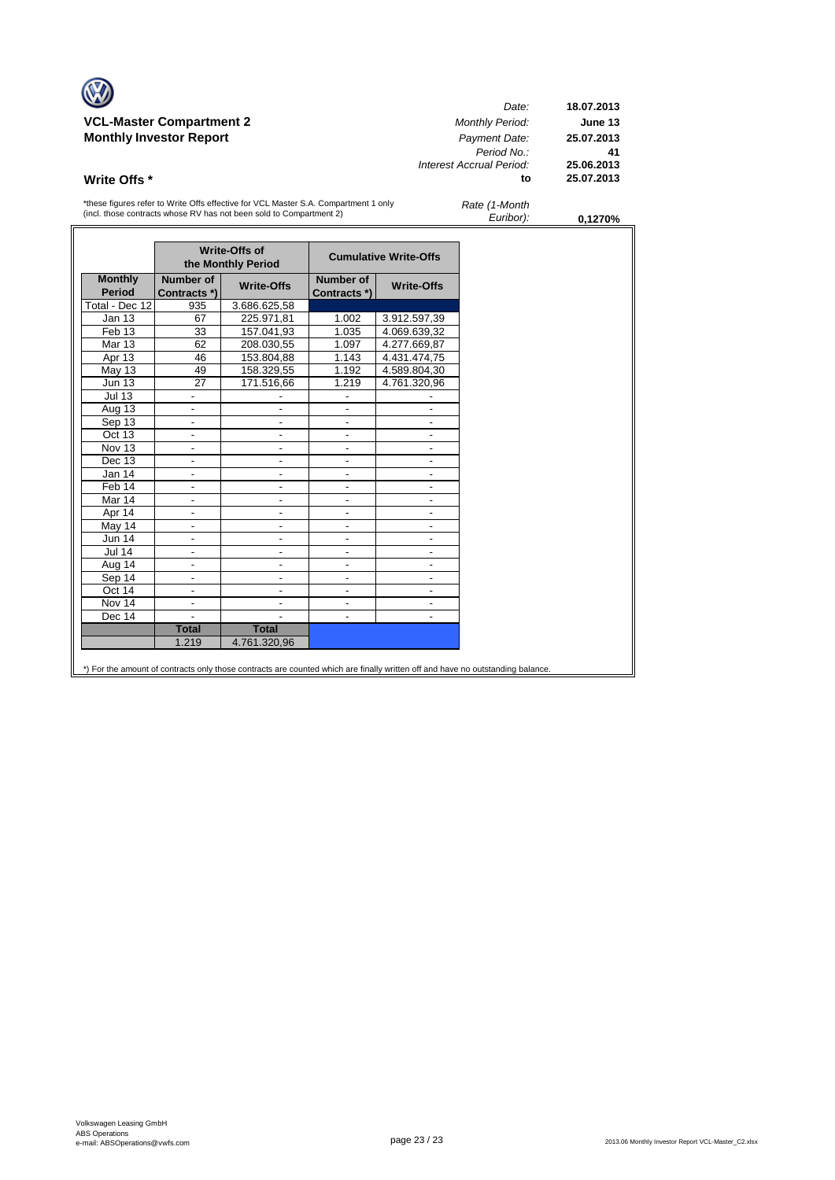**VCL-Master Compartment 2**
**Monthly Investor Report**

| | |
|---|---|
| *Date:* | **18.07.2013** |
| *Monthly Period:* | **June 13** |
| *Payment Date:* | **25.07.2013** |
| *Period No.:* | **41** |
| *Interest Accrual Period:* | **25.06.2013** |
| **to** | **25.07.2013** |
| *Rate (1-Month Euribor):* | **0,1270%** |

## Write Offs *

*these figures refer to Write Offs effective for VCL Master S.A. Compartment 1 only (incl. those contracts whose RV has not been sold to Compartment 2)

| | Write-Offs of the Monthly Period | | Cumulative Write-Offs | |
|---|---|---|---|---|
| **Monthly Period** | **Number of Contracts *)** | **Write-Offs** | **Number of Contracts *)** | **Write-Offs** |
| Total - Dec 12 | 935 | 3.686.625,58 | | |
| Jan 13 | 67 | 225.971,81 | 1.002 | 3.912.597,39 |
| Feb 13 | 33 | 157.041,93 | 1.035 | 4.069.639,32 |
| Mar 13 | 62 | 208.030,55 | 1.097 | 4.277.669,87 |
| Apr 13 | 46 | 153.804,88 | 1.143 | 4.431.474,75 |
| May 13 | 49 | 158.329,55 | 1.192 | 4.589.804,30 |
| Jun 13 | 27 | 171.516,66 | 1.219 | 4.761.320,96 |
| Jul 13 | - | - | - | - |
| Aug 13 | - | - | - | - |
| Sep 13 | - | - | - | - |
| Oct 13 | - | - | - | - |
| Nov 13 | - | - | - | - |
| Dec 13 | - | - | - | - |
| Jan 14 | - | - | - | - |
| Feb 14 | - | - | - | - |
| Mar 14 | - | - | - | - |
| Apr 14 | - | - | - | - |
| May 14 | - | - | - | - |
| Jun 14 | - | - | - | - |
| Jul 14 | - | - | - | - |
| Aug 14 | - | - | - | - |
| Sep 14 | - | - | - | - |
| Oct 14 | - | - | - | - |
| Nov 14 | - | - | - | - |
| Dec 14 | - | - | - | - |
| | **Total** | **Total** | | |
| | 1.219 | 4.761.320,96 | | |

*) For the amount of contracts only those contracts are counted which are finally written off and have no outstanding balance.